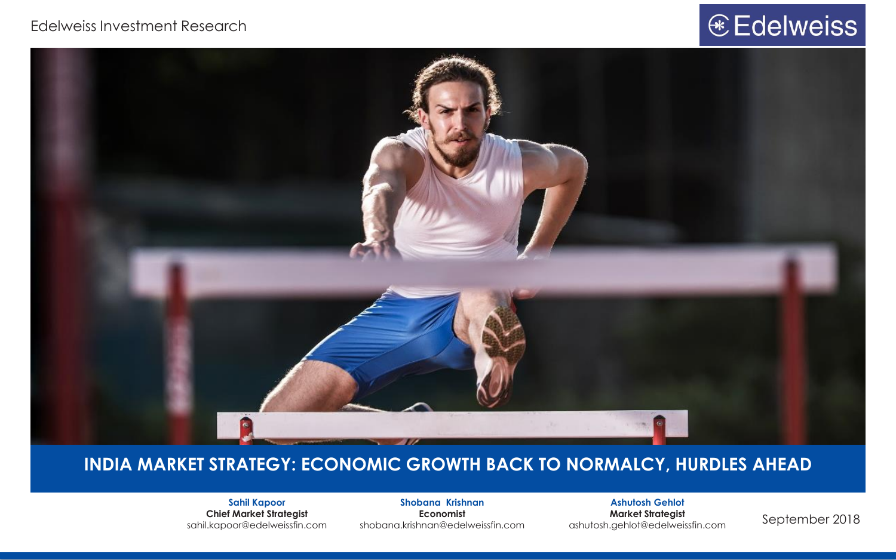Edelweiss Investment Research

Edelweiss

# INDIA MARKET STRATEGY: ECONOMIC GROWTH BACK TO NORMALCY, HURDLES AHEAD

**Sahil Kapoor**
**Chief Market Strategist**
sahil.kapoor@edelweissfin.com

**Shobana Krishnan**
**Economist**
shobana.krishnan@edelweissfin.com

**Ashutosh Gehlot**
**Market Strategist**
ashutosh.gehlot@edelweissfin.com

September 2018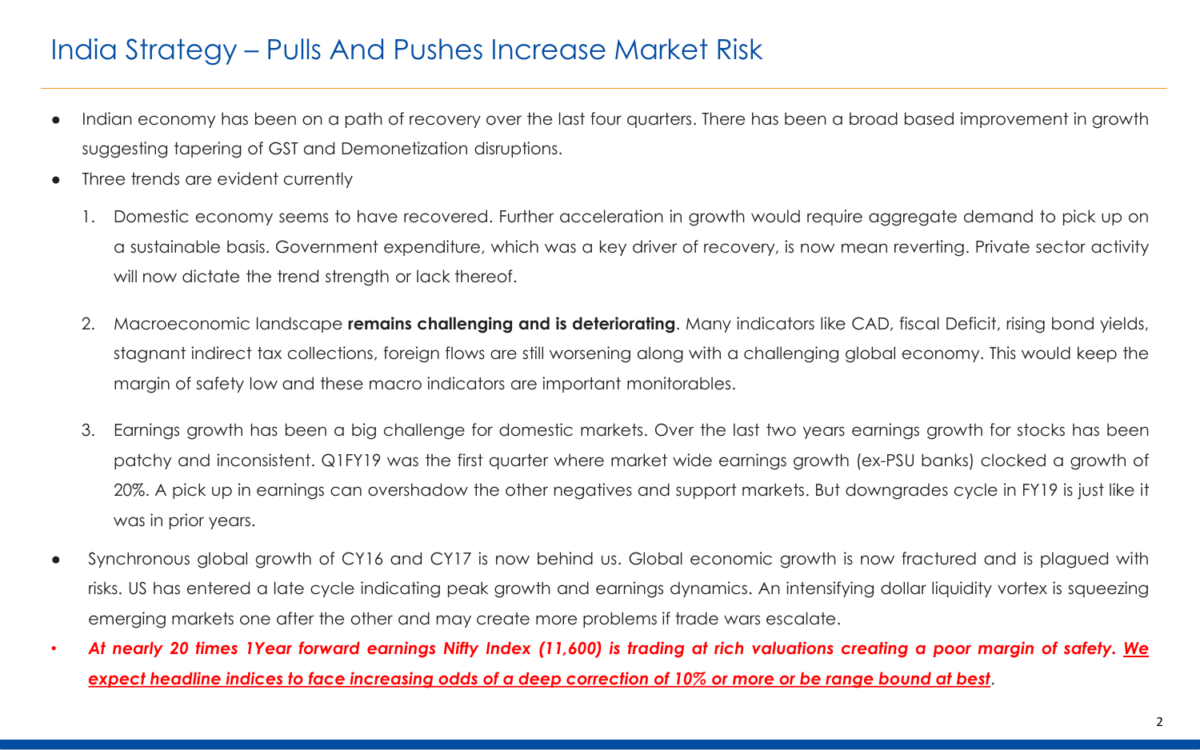# India Strategy – Pulls And Pushes Increase Market Risk

- Indian economy has been on a path of recovery over the last four quarters. There has been a broad based improvement in growth suggesting tapering of GST and Demonetization disruptions.
- Three trends are evident currently
  1. Domestic economy seems to have recovered. Further acceleration in growth would require aggregate demand to pick up on a sustainable basis. Government expenditure, which was a key driver of recovery, is now mean reverting. Private sector activity will now dictate the trend strength or lack thereof.
  2. Macroeconomic landscape **remains challenging and is deteriorating**. Many indicators like CAD, fiscal Deficit, rising bond yields, stagnant indirect tax collections, foreign flows are still worsening along with a challenging global economy. This would keep the margin of safety low and these macro indicators are important monitorables.
  3. Earnings growth has been a big challenge for domestic markets. Over the last two years earnings growth for stocks has been patchy and inconsistent. Q1FY19 was the first quarter where market wide earnings growth (ex-PSU banks) clocked a growth of 20%. A pick up in earnings can overshadow the other negatives and support markets. But downgrades cycle in FY19 is just like it was in prior years.
- Synchronous global growth of CY16 and CY17 is now behind us. Global economic growth is now fractured and is plagued with risks. US has entered a late cycle indicating peak growth and earnings dynamics. An intensifying dollar liquidity vortex is squeezing emerging markets one after the other and may create more problems if trade wars escalate.
- ***At nearly 20 times 1Year forward earnings Nifty Index (11,600) is trading at rich valuations creating a poor margin of safety. We expect headline indices to face increasing odds of a deep correction of 10% or more or be range bound at best.***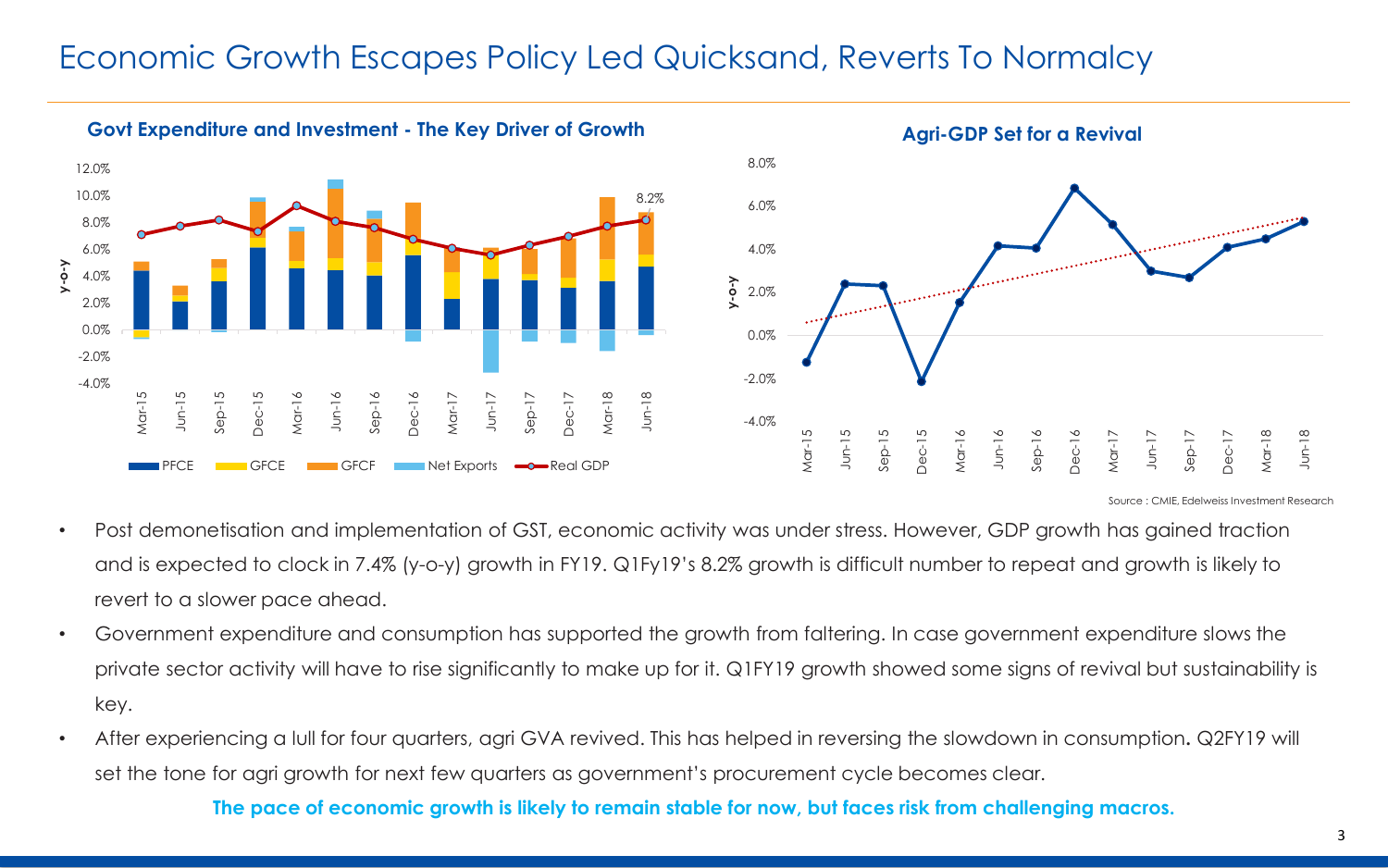# Economic Growth Escapes Policy Led Quicksand, Reverts To Normalcy

**Govt Expenditure and Investment - The Key Driver of Growth**

**Agri-GDP Set for a Revival**

Source : CMIE, Edelweiss Investment Research

- Post demonetisation and implementation of GST, economic activity was under stress. However, GDP growth has gained traction and is expected to clock in 7.4% (y-o-y) growth in FY19. Q1Fy19's 8.2% growth is difficult number to repeat and growth is likely to revert to a slower pace ahead.
- Government expenditure and consumption has supported the growth from faltering. In case government expenditure slows the private sector activity will have to rise significantly to make up for it. Q1FY19 growth showed some signs of revival but sustainability is key.
- After experiencing a lull for four quarters, agri GVA revived. This has helped in reversing the slowdown in consumption**.** Q2FY19 will set the tone for agri growth for next few quarters as government's procurement cycle becomes clear.

**The pace of economic growth is likely to remain stable for now, but faces risk from challenging macros.**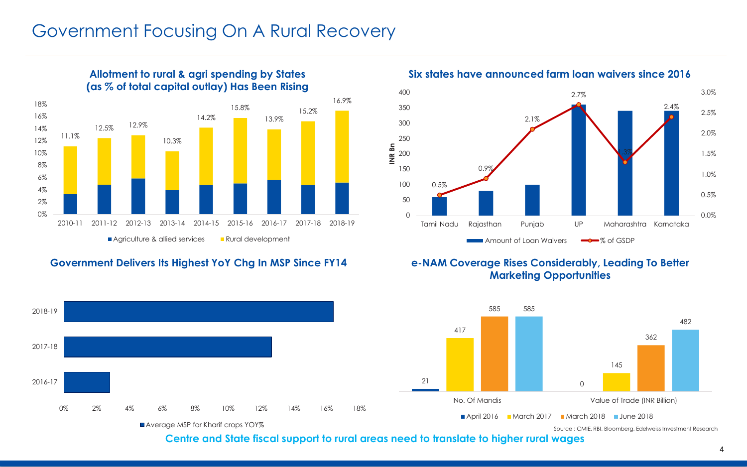# Government Focusing On A Rural Recovery

### Allotment to rural & agri spending by States (as % of total capital outlay) Has Been Rising

| Year | Total |
|---|---|
| 2010-11 | 11.1% |
| 2011-12 | 12.5% |
| 2012-13 | 12.9% |
| 2013-14 | 10.3% |
| 2014-15 | 14.2% |
| 2015-16 | 15.8% |
| 2016-17 | 13.9% |
| 2017-18 | 15.2% |
| 2018-19 | 16.9% |

Agriculture & allied services | Rural development

### Six states have announced farm loan waivers since 2016

| State | % of GSDP |
|---|---|
| Tamil Nadu | 0.5% |
| Rajasthan | 0.9% |
| Punjab | 2.1% |
| UP | 2.7% |
| Maharashtra | 1.3% |
| Karnataka | 2.4% |

Amount of Loan Waivers (INR Bn) | % of GSDP

### Government Delivers Its Highest YoY Chg In MSP Since FY14

Average MSP for Kharif crops YOY% (2016-17, 2017-18, 2018-19)

### e-NAM Coverage Rises Considerably, Leading To Better Marketing Opportunities

| | April 2016 | March 2017 | March 2018 | June 2018 |
|---|---|---|---|---|
| No. Of Mandis | 21 | 417 | 585 | 585 |
| Value of Trade (INR Billion) | 0 | 145 | 362 | 482 |

Source : CMIE, RBI, Bloomberg, Edelweiss Investment Research

**Centre and State fiscal support to rural areas need to translate to higher rural wages**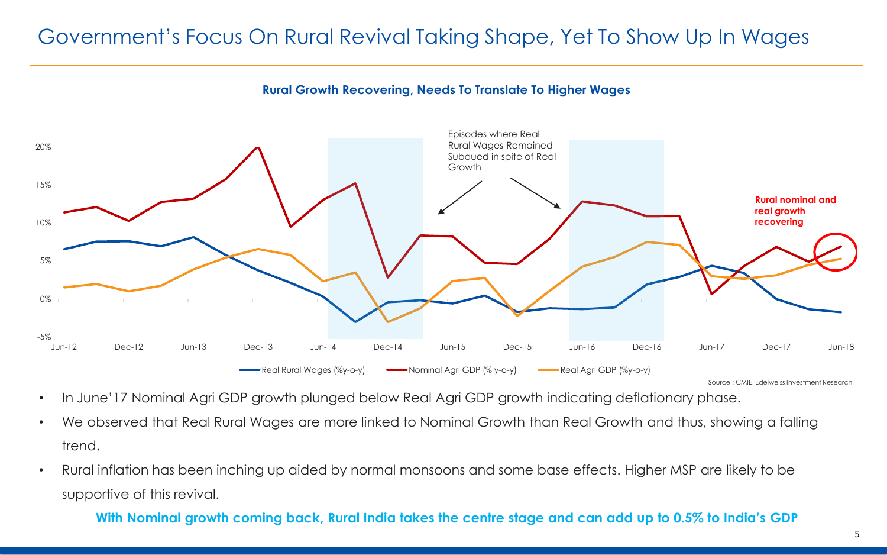# Government's Focus On Rural Revival Taking Shape, Yet To Show Up In Wages

**Rural Growth Recovering, Needs To Translate To Higher Wages**

Episodes where Real Rural Wages Remained Subdued in spite of Real Growth

**Rural nominal and real growth recovering**

Real Rural Wages (%y-o-y) | Nominal Agri GDP (% y-o-y) | Real Agri GDP (%y-o-y)

Source : CMIE, Edelweiss Investment Research

- In June'17 Nominal Agri GDP growth plunged below Real Agri GDP growth indicating deflationary phase.
- We observed that Real Rural Wages are more linked to Nominal Growth than Real Growth and thus, showing a falling trend.
- Rural inflation has been inching up aided by normal monsoons and some base effects. Higher MSP are likely to be supportive of this revival.

**With Nominal growth coming back, Rural India takes the centre stage and can add up to 0.5% to India's GDP**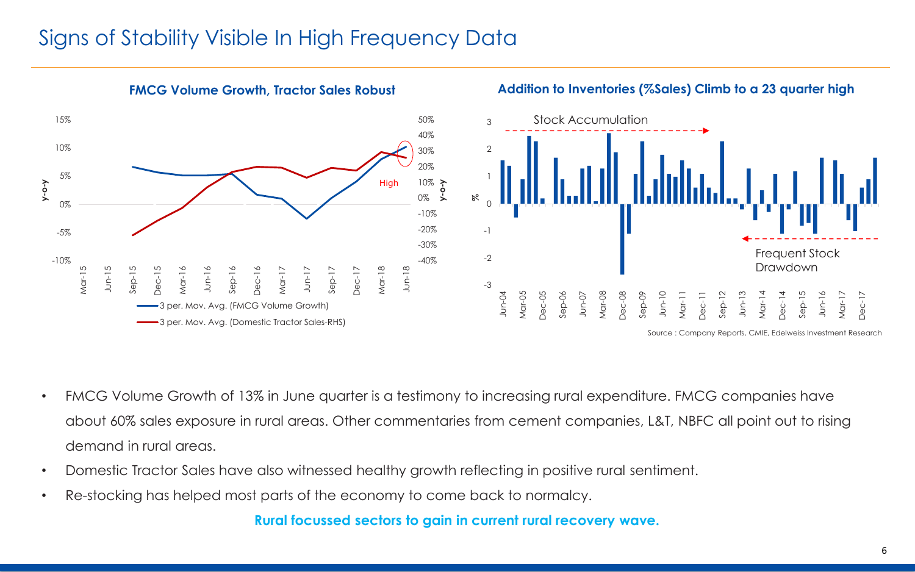# Signs of Stability Visible In High Frequency Data

**FMCG Volume Growth, Tractor Sales Robust**

**Addition to Inventories (%Sales) Climb to a 23 quarter high**

Source : Company Reports, CMIE, Edelweiss Investment Research

- FMCG Volume Growth of 13% in June quarter is a testimony to increasing rural expenditure. FMCG companies have about 60% sales exposure in rural areas. Other commentaries from cement companies, L&T, NBFC all point out to rising demand in rural areas.
- Domestic Tractor Sales have also witnessed healthy growth reflecting in positive rural sentiment.
- Re-stocking has helped most parts of the economy to come back to normalcy.

**Rural focussed sectors to gain in current rural recovery wave.**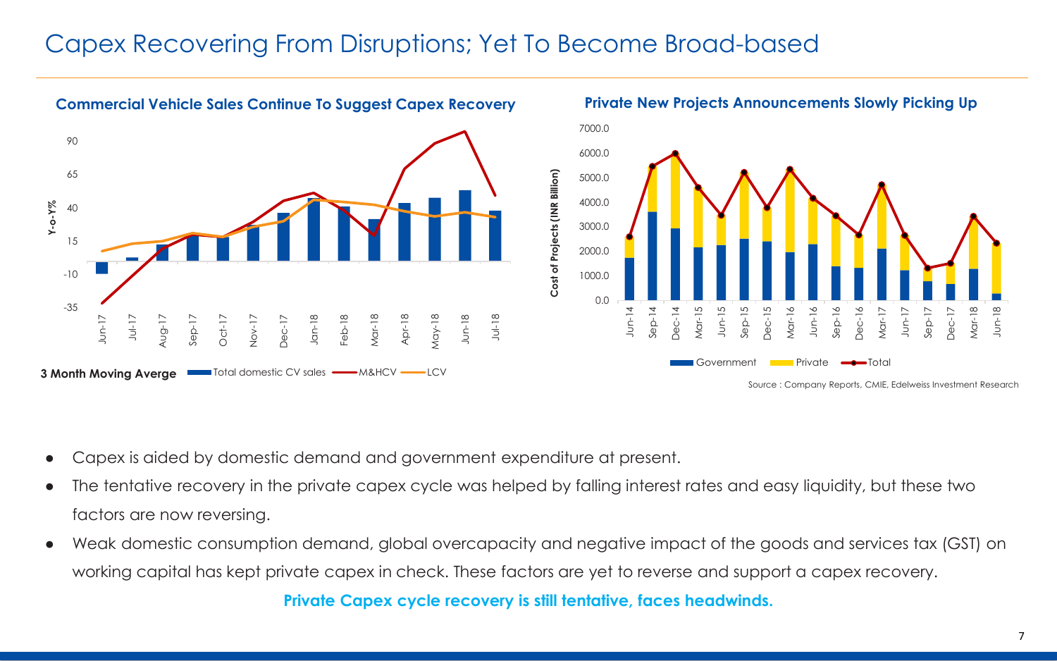# Capex Recovering From Disruptions; Yet To Become Broad-based

**Commercial Vehicle Sales Continue To Suggest Capex Recovery**

**3 Month Moving Averge** — Total domestic CV sales, M&HCV, LCV

**Private New Projects Announcements Slowly Picking Up**

Government, Private, Total

Source : Company Reports, CMIE, Edelweiss Investment Research

- Capex is aided by domestic demand and government expenditure at present.
- The tentative recovery in the private capex cycle was helped by falling interest rates and easy liquidity, but these two factors are now reversing.
- Weak domestic consumption demand, global overcapacity and negative impact of the goods and services tax (GST) on working capital has kept private capex in check. These factors are yet to reverse and support a capex recovery.

**Private Capex cycle recovery is still tentative, faces headwinds.**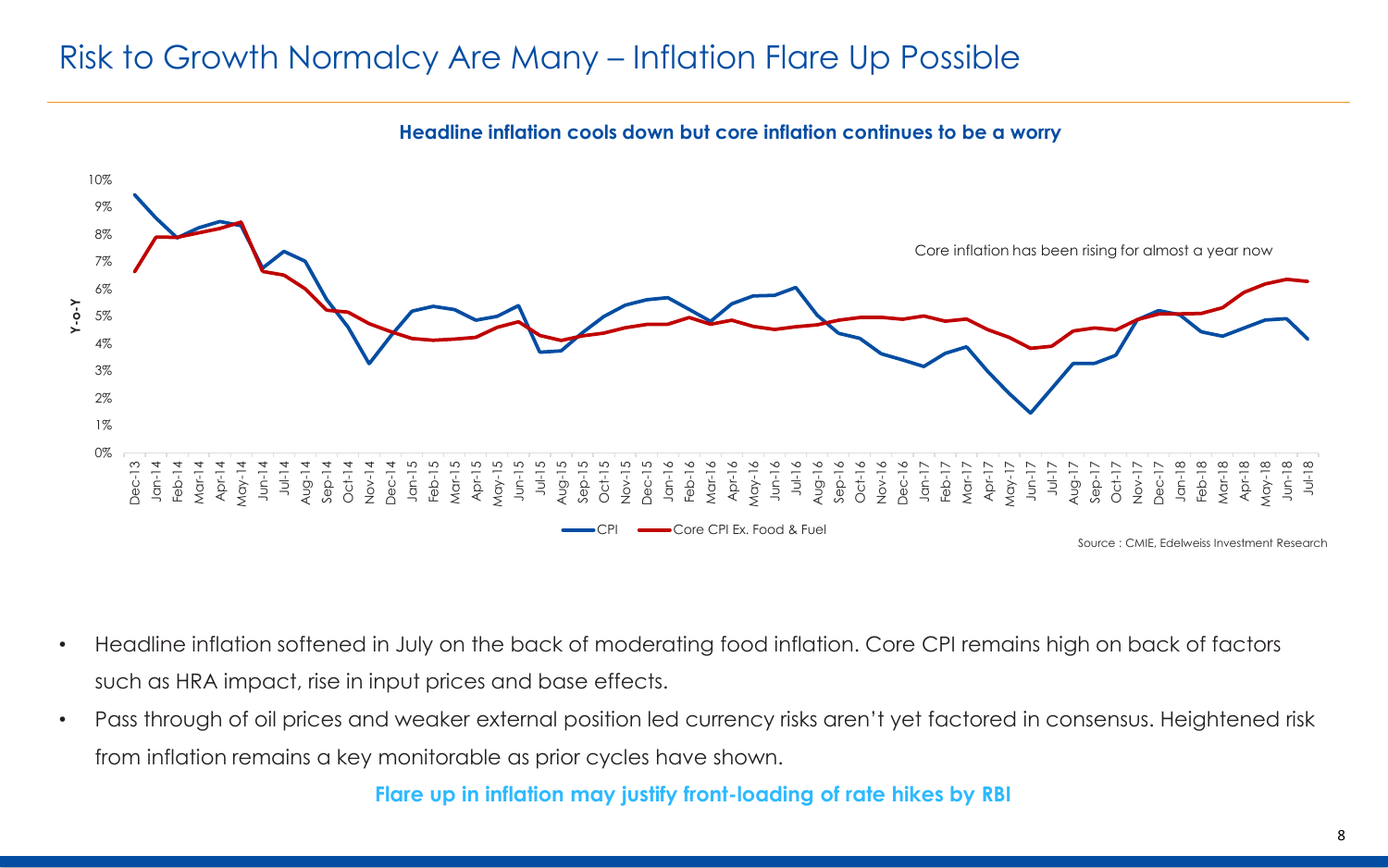# Risk to Growth Normalcy Are Many – Inflation Flare Up Possible

**Headline inflation cools down but core inflation continues to be a worry**

Core inflation has been rising for almost a year now

CPI — Core CPI Ex. Food & Fuel

Source : CMIE, Edelweiss Investment Research

- Headline inflation softened in July on the back of moderating food inflation. Core CPI remains high on back of factors such as HRA impact, rise in input prices and base effects.
- Pass through of oil prices and weaker external position led currency risks aren't yet factored in consensus. Heightened risk from inflation remains a key monitorable as prior cycles have shown.

**Flare up in inflation may justify front-loading of rate hikes by RBI**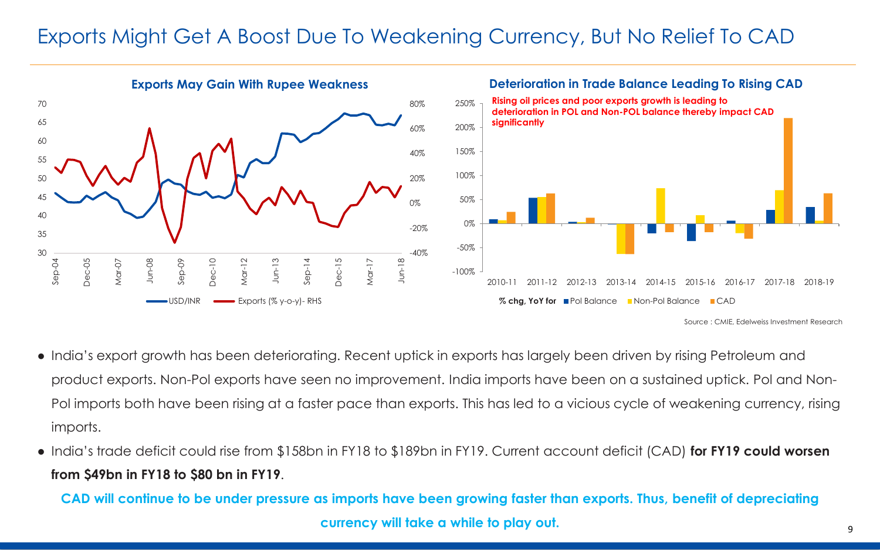# Exports Might Get A Boost Due To Weakening Currency, But No Relief To CAD

**Exports May Gain With Rupee Weakness**

**Deterioration in Trade Balance Leading To Rising CAD**

Rising oil prices and poor exports growth is leading to deterioration in POL and Non-POL balance thereby impact CAD significantly

Source : CMIE, Edelweiss Investment Research

- India's export growth has been deteriorating. Recent uptick in exports has largely been driven by rising Petroleum and product exports. Non-Pol exports have seen no improvement. India imports have been on a sustained uptick. Pol and Non-Pol imports both have been rising at a faster pace than exports. This has led to a vicious cycle of weakening currency, rising imports.
- India's trade deficit could rise from $158bn in FY18 to $189bn in FY19. Current account deficit (CAD) **for FY19 could worsen from $49bn in FY18 to $80 bn in FY19**.

**CAD will continue to be under pressure as imports have been growing faster than exports. Thus, benefit of depreciating currency will take a while to play out.**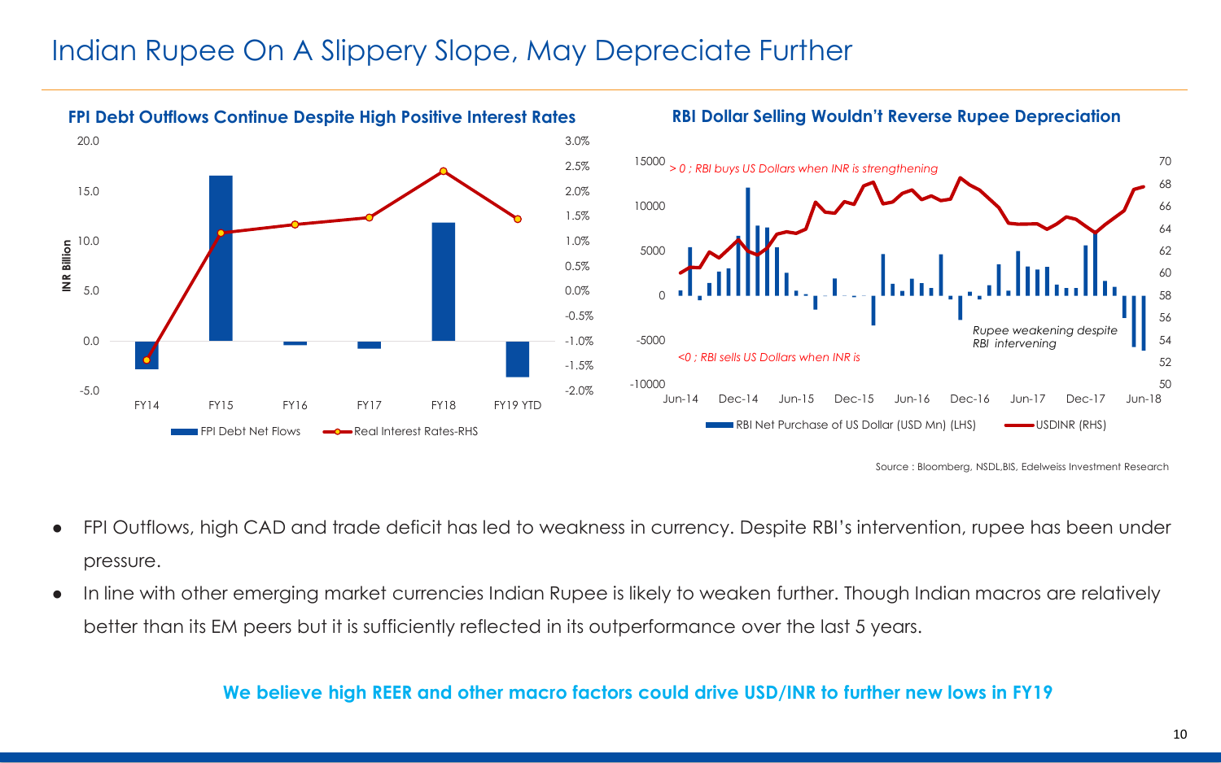# Indian Rupee On A Slippery Slope, May Depreciate Further

**FPI Debt Outflows Continue Despite High Positive Interest Rates**

**RBI Dollar Selling Wouldn't Reverse Rupee Depreciation**

Source : Bloomberg, NSDL,BIS, Edelweiss Investment Research

- FPI Outflows, high CAD and trade deficit has led to weakness in currency. Despite RBI's intervention, rupee has been under pressure.
- In line with other emerging market currencies Indian Rupee is likely to weaken further. Though Indian macros are relatively better than its EM peers but it is sufficiently reflected in its outperformance over the last 5 years.

**We believe high REER and other macro factors could drive USD/INR to further new lows in FY19**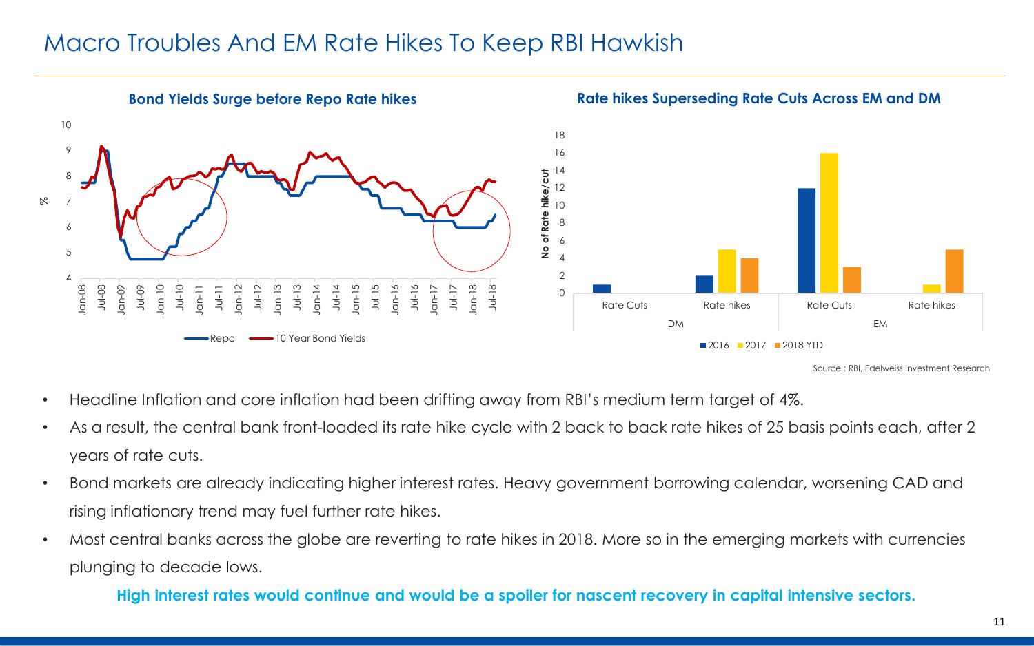# Macro Troubles And EM Rate Hikes To Keep RBI Hawkish

**Bond Yields Surge before Repo Rate hikes**

**Rate hikes Superseding Rate Cuts Across EM and DM**

Source : RBI, Edelweiss Investment Research

- Headline Inflation and core inflation had been drifting away from RBI's medium term target of 4%.
- As a result, the central bank front-loaded its rate hike cycle with 2 back to back rate hikes of 25 basis points each, after 2 years of rate cuts.
- Bond markets are already indicating higher interest rates. Heavy government borrowing calendar, worsening CAD and rising inflationary trend may fuel further rate hikes.
- Most central banks across the globe are reverting to rate hikes in 2018. More so in the emerging markets with currencies plunging to decade lows.

**High interest rates would continue and would be a spoiler for nascent recovery in capital intensive sectors.**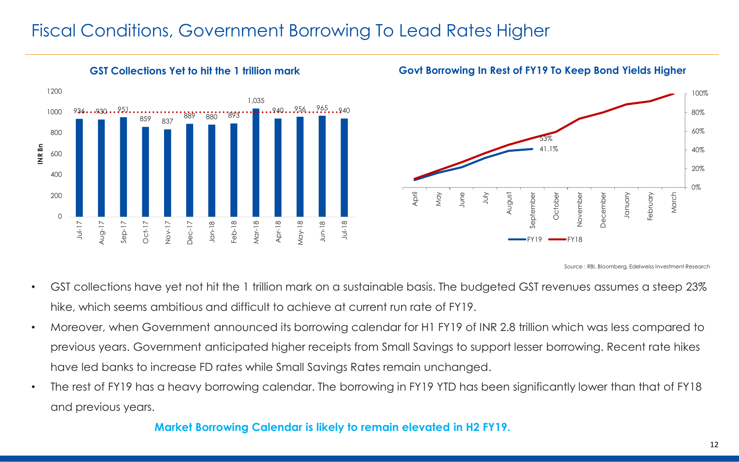# Fiscal Conditions, Government Borrowing To Lead Rates Higher

**GST Collections Yet to hit the 1 trillion mark**

| Month | INR Bn |
|---|---|
| Jul-17 | 936 |
| Aug-17 | 930 |
| Sep-17 | 951 |
| Oct-17 | 859 |
| Nov-17 | 837 |
| Dec-17 | 889 |
| Jan-18 | 880 |
| Feb-18 | 893 |
| Mar-18 | 1,035 |
| Apr-18 | 940 |
| May-18 | 956 |
| Jun-18 | 965 |
| Jul-18 | 940 |

**Govt Borrowing In Rest of FY19 To Keep Bond Yields Higher**

(Cumulative borrowing, April to March; FY19 at 41.1% vs FY18 at 53% as of September)

Source : RBI, Bloomberg, Edelweiss Investment Research

- GST collections have yet not hit the 1 trillion mark on a sustainable basis. The budgeted GST revenues assumes a steep 23% hike, which seems ambitious and difficult to achieve at current run rate of FY19.
- Moreover, when Government announced its borrowing calendar for H1 FY19 of INR 2.8 trillion which was less compared to previous years. Government anticipated higher receipts from Small Savings to support lesser borrowing. Recent rate hikes have led banks to increase FD rates while Small Savings Rates remain unchanged.
- The rest of FY19 has a heavy borrowing calendar. The borrowing in FY19 YTD has been significantly lower than that of FY18 and previous years.

**Market Borrowing Calendar is likely to remain elevated in H2 FY19.**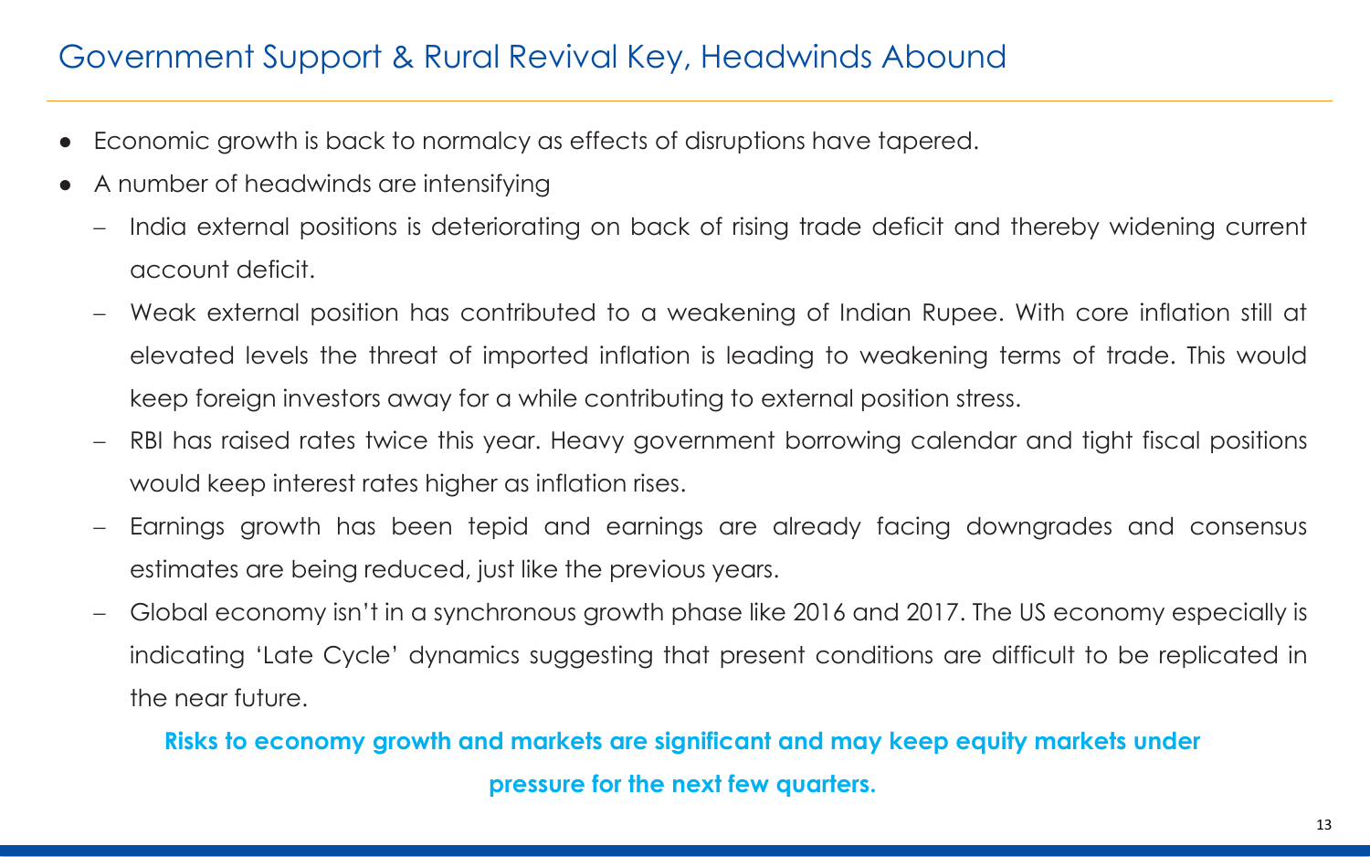# Government Support & Rural Revival Key, Headwinds Abound

- Economic growth is back to normalcy as effects of disruptions have tapered.
- A number of headwinds are intensifying
  - India external positions is deteriorating on back of rising trade deficit and thereby widening current account deficit.
  - Weak external position has contributed to a weakening of Indian Rupee. With core inflation still at elevated levels the threat of imported inflation is leading to weakening terms of trade. This would keep foreign investors away for a while contributing to external position stress.
  - RBI has raised rates twice this year. Heavy government borrowing calendar and tight fiscal positions would keep interest rates higher as inflation rises.
  - Earnings growth has been tepid and earnings are already facing downgrades and consensus estimates are being reduced, just like the previous years.
  - Global economy isn't in a synchronous growth phase like 2016 and 2017. The US economy especially is indicating 'Late Cycle' dynamics suggesting that present conditions are difficult to be replicated in the near future.

**Risks to economy growth and markets are significant and may keep equity markets under pressure for the next few quarters.**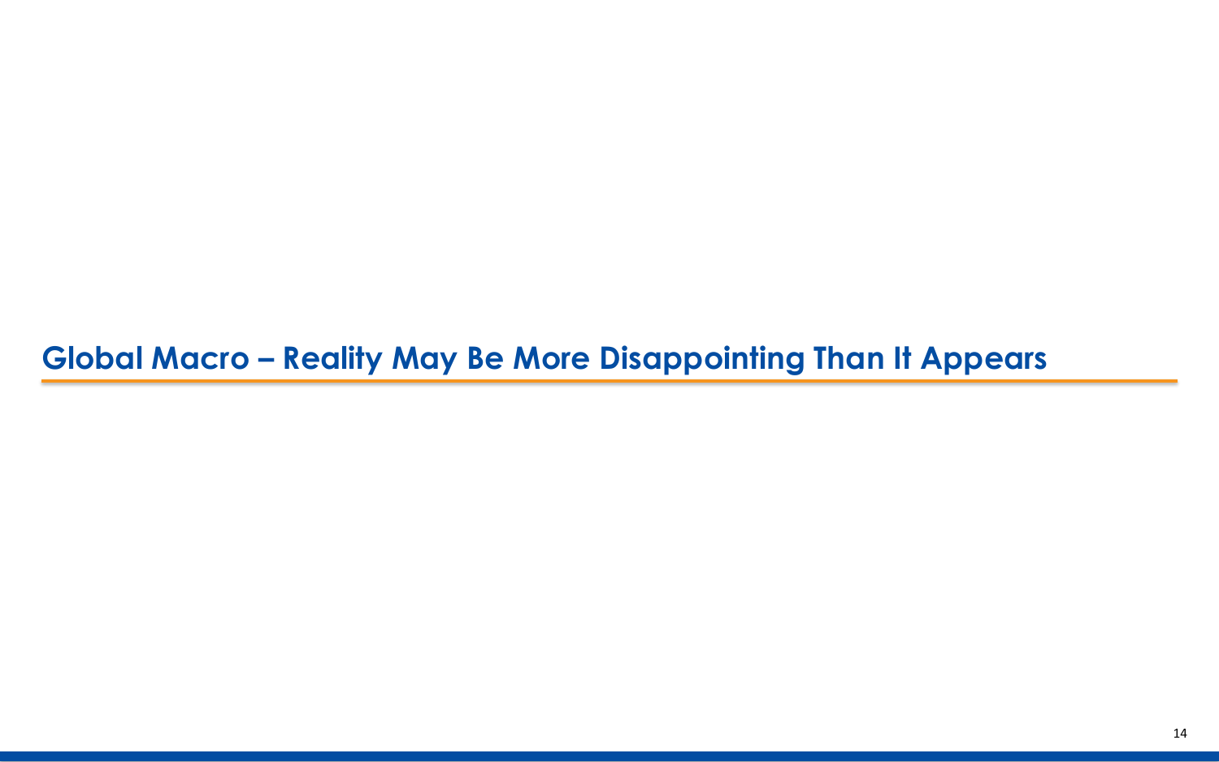# Global Macro – Reality May Be More Disappointing Than It Appears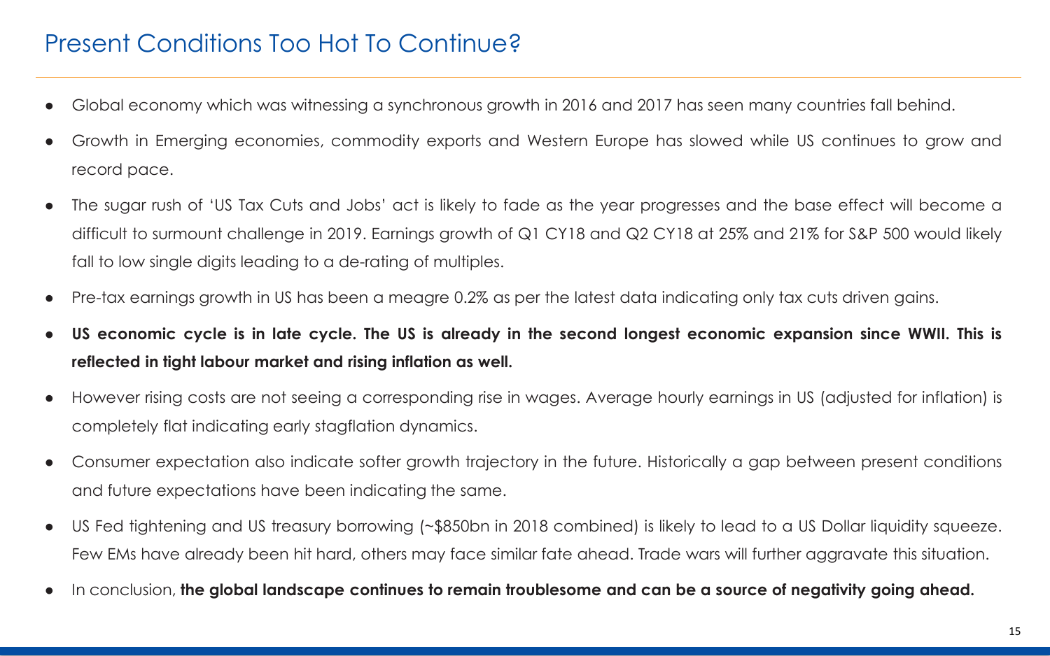# Present Conditions Too Hot To Continue?

- Global economy which was witnessing a synchronous growth in 2016 and 2017 has seen many countries fall behind.
- Growth in Emerging economies, commodity exports and Western Europe has slowed while US continues to grow and record pace.
- The sugar rush of 'US Tax Cuts and Jobs' act is likely to fade as the year progresses and the base effect will become a difficult to surmount challenge in 2019. Earnings growth of Q1 CY18 and Q2 CY18 at 25% and 21% for S&P 500 would likely fall to low single digits leading to a de-rating of multiples.
- Pre-tax earnings growth in US has been a meagre 0.2% as per the latest data indicating only tax cuts driven gains.
- **US economic cycle is in late cycle. The US is already in the second longest economic expansion since WWII. This is reflected in tight labour market and rising inflation as well.**
- However rising costs are not seeing a corresponding rise in wages. Average hourly earnings in US (adjusted for inflation) is completely flat indicating early stagflation dynamics.
- Consumer expectation also indicate softer growth trajectory in the future. Historically a gap between present conditions and future expectations have been indicating the same.
- US Fed tightening and US treasury borrowing (~$850bn in 2018 combined) is likely to lead to a US Dollar liquidity squeeze. Few EMs have already been hit hard, others may face similar fate ahead. Trade wars will further aggravate this situation.
- In conclusion, **the global landscape continues to remain troublesome and can be a source of negativity going ahead.**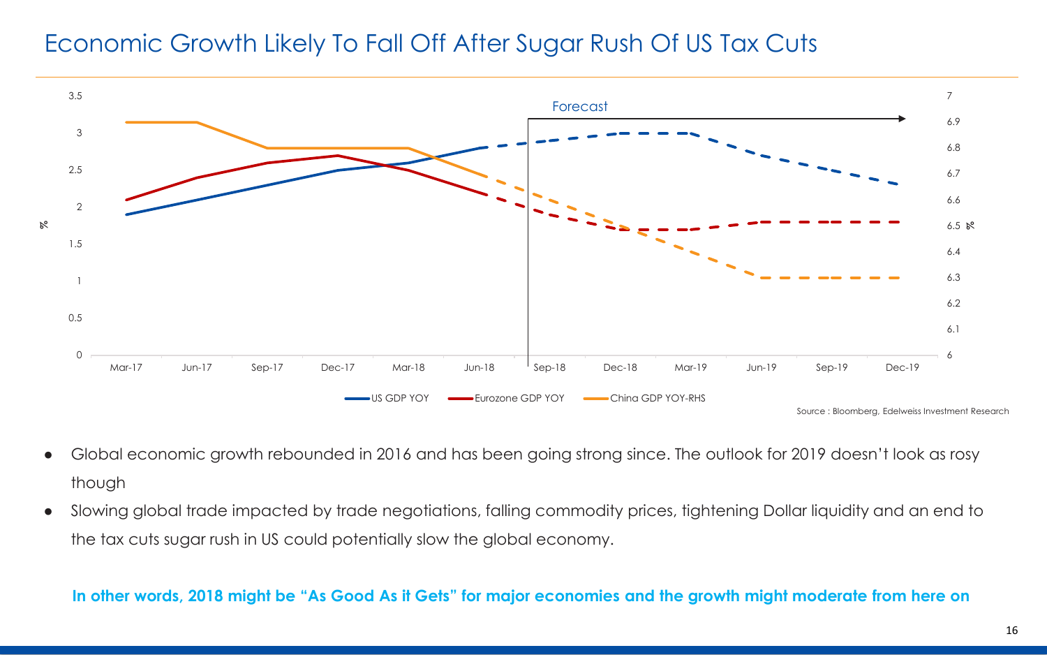# Economic Growth Likely To Fall Off After Sugar Rush Of US Tax Cuts

Forecast

US GDP YOY | Eurozone GDP YOY | China GDP YOY-RHS

Source : Bloomberg, Edelweiss Investment Research

- Global economic growth rebounded in 2016 and has been going strong since. The outlook for 2019 doesn't look as rosy though
- Slowing global trade impacted by trade negotiations, falling commodity prices, tightening Dollar liquidity and an end to the tax cuts sugar rush in US could potentially slow the global economy.

**In other words, 2018 might be "As Good As it Gets" for major economies and the growth might moderate from here on**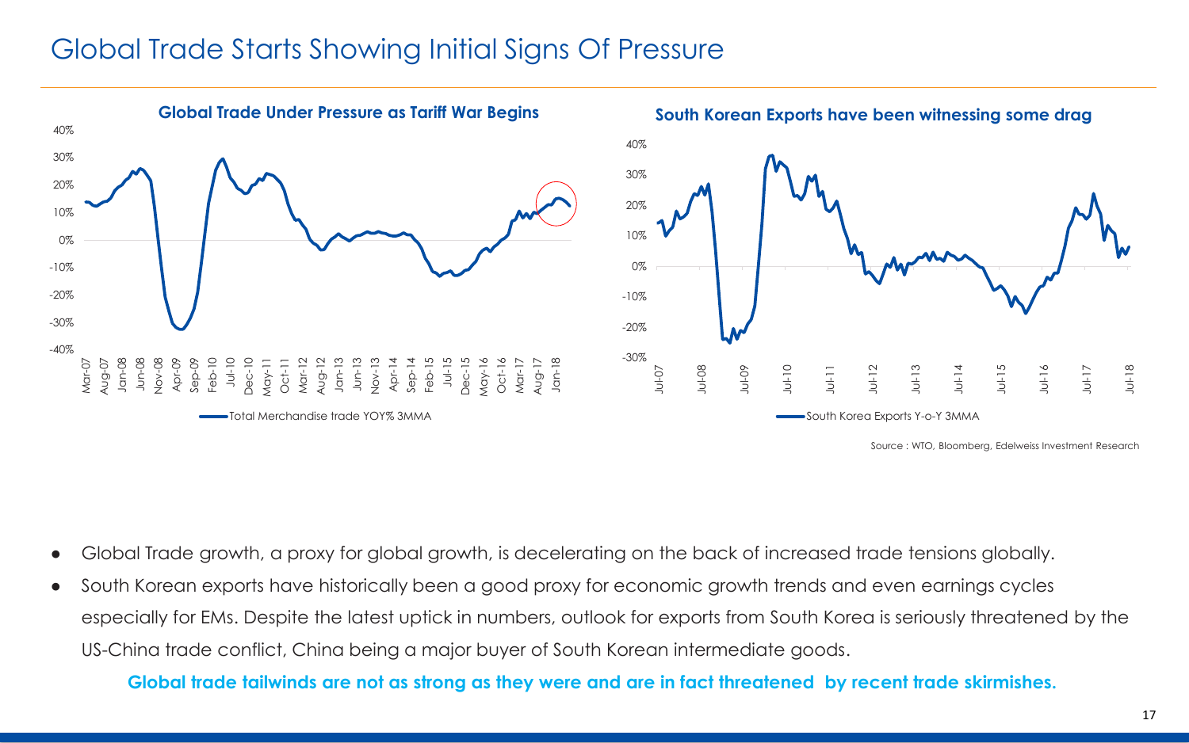# Global Trade Starts Showing Initial Signs Of Pressure

**Global Trade Under Pressure as Tariff War Begins**

Total Merchandise trade YOY% 3MMA

**South Korean Exports have been witnessing some drag**

South Korea Exports Y-o-Y 3MMA

Source : WTO, Bloomberg, Edelweiss Investment Research

- Global Trade growth, a proxy for global growth, is decelerating on the back of increased trade tensions globally.
- South Korean exports have historically been a good proxy for economic growth trends and even earnings cycles especially for EMs. Despite the latest uptick in numbers, outlook for exports from South Korea is seriously threatened by the US-China trade conflict, China being a major buyer of South Korean intermediate goods.

**Global trade tailwinds are not as strong as they were and are in fact threatened by recent trade skirmishes.**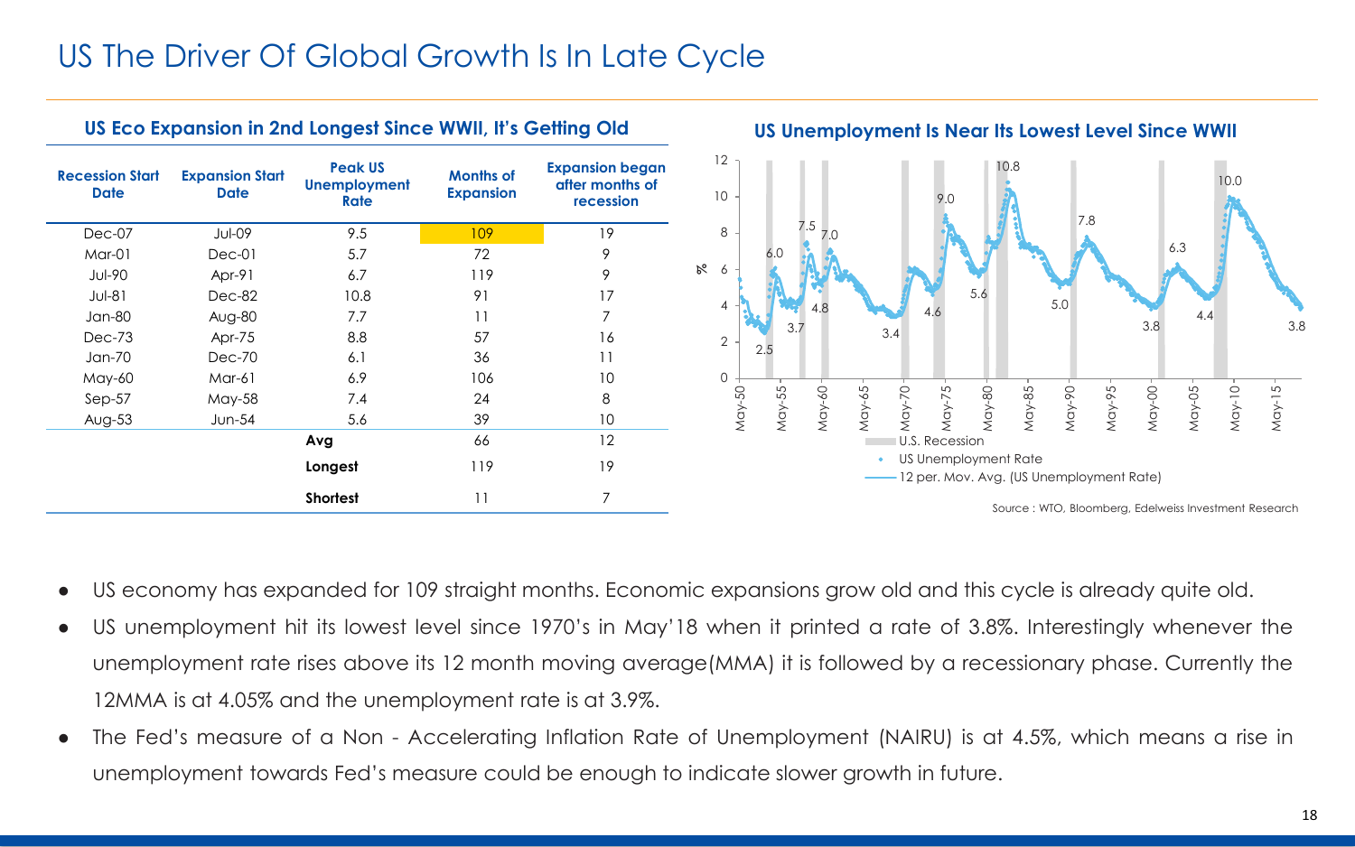# US The Driver Of Global Growth Is In Late Cycle

### US Eco Expansion in 2nd Longest Since WWII, It's Getting Old

| Recession Start Date | Expansion Start Date | Peak US Unemployment Rate | Months of Expansion | Expansion began after months of recession |
|---|---|---|---|---|
| Dec-07 | Jul-09 | 9.5 | 109 | 19 |
| Mar-01 | Dec-01 | 5.7 | 72 | 9 |
| Jul-90 | Apr-91 | 6.7 | 119 | 9 |
| Jul-81 | Dec-82 | 10.8 | 91 | 17 |
| Jan-80 | Aug-80 | 7.7 | 11 | 7 |
| Dec-73 | Apr-75 | 8.8 | 57 | 16 |
| Jan-70 | Dec-70 | 6.1 | 36 | 11 |
| May-60 | Mar-61 | 6.9 | 106 | 10 |
| Sep-57 | May-58 | 7.4 | 24 | 8 |
| Aug-53 | Jun-54 | 5.6 | 39 | 10 |
| | | **Avg** | 66 | 12 |
| | | **Longest** | 119 | 19 |
| | | **Shortest** | 11 | 7 |

### US Unemployment Is Near Its Lowest Level Since WWII

Source : WTO, Bloomberg, Edelweiss Investment Research

- US economy has expanded for 109 straight months. Economic expansions grow old and this cycle is already quite old.
- US unemployment hit its lowest level since 1970's in May'18 when it printed a rate of 3.8%. Interestingly whenever the unemployment rate rises above its 12 month moving average(MMA) it is followed by a recessionary phase. Currently the 12MMA is at 4.05% and the unemployment rate is at 3.9%.
- The Fed's measure of a Non - Accelerating Inflation Rate of Unemployment (NAIRU) is at 4.5%, which means a rise in unemployment towards Fed's measure could be enough to indicate slower growth in future.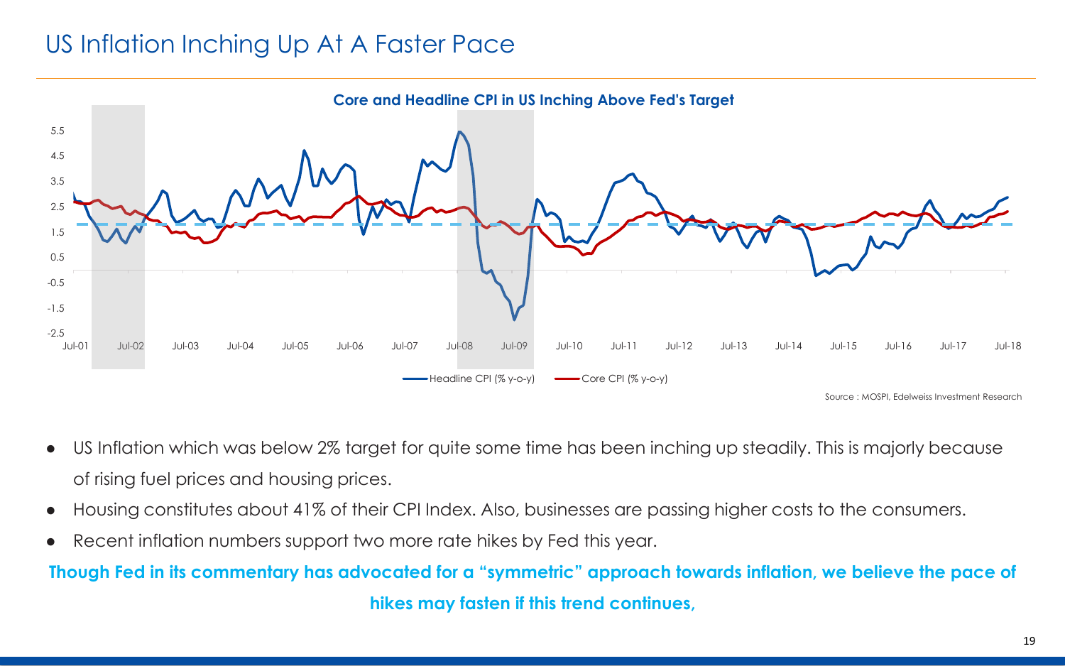# US Inflation Inching Up At A Faster Pace

**Core and Headline CPI in US Inching Above Fed's Target**

Headline CPI (% y-o-y) — Core CPI (% y-o-y)

Source : MOSPI, Edelweiss Investment Research

- US Inflation which was below 2% target for quite some time has been inching up steadily. This is majorly because of rising fuel prices and housing prices.
- Housing constitutes about 41% of their CPI Index. Also, businesses are passing higher costs to the consumers.
- Recent inflation numbers support two more rate hikes by Fed this year.

**Though Fed in its commentary has advocated for a "symmetric" approach towards inflation, we believe the pace of hikes may fasten if this trend continues,**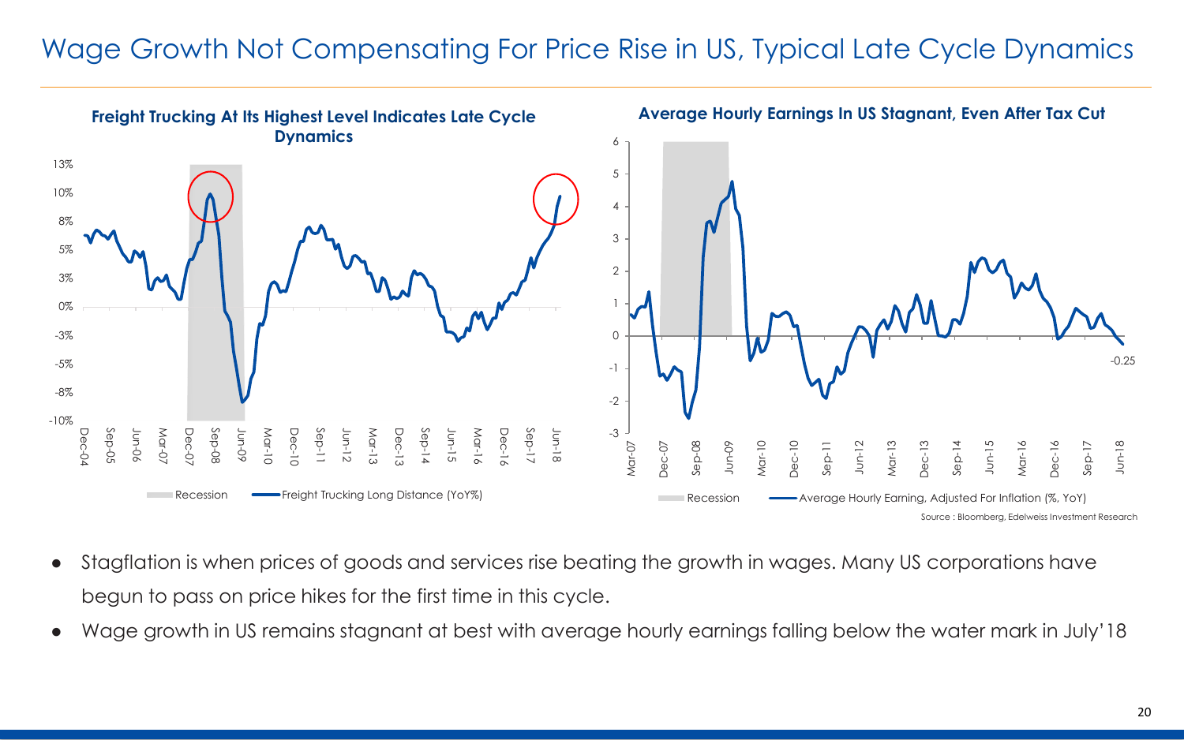# Wage Growth Not Compensating For Price Rise in US, Typical Late Cycle Dynamics

**Freight Trucking At Its Highest Level Indicates Late Cycle Dynamics**

**Average Hourly Earnings In US Stagnant, Even After Tax Cut**

Source : Bloomberg, Edelweiss Investment Research

- Stagflation is when prices of goods and services rise beating the growth in wages. Many US corporations have begun to pass on price hikes for the first time in this cycle.
- Wage growth in US remains stagnant at best with average hourly earnings falling below the water mark in July'18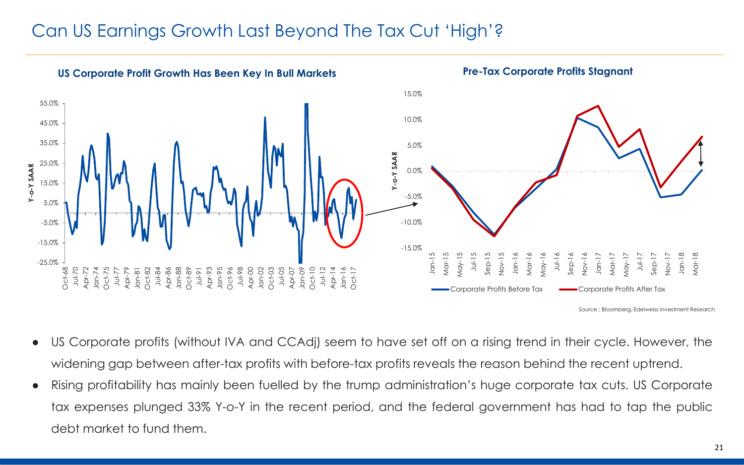# Can US Earnings Growth Last Beyond The Tax Cut 'High'?

**US Corporate Profit Growth Has Been Key In Bull Markets**

**Pre-Tax Corporate Profits Stagnant**

Source : Bloomberg, Edelweiss Investment Research

- US Corporate profits (without IVA and CCAdj) seem to have set off on a rising trend in their cycle. However, the widening gap between after-tax profits with before-tax profits reveals the reason behind the recent uptrend.
- Rising profitability has mainly been fuelled by the trump administration's huge corporate tax cuts. US Corporate tax expenses plunged 33% Y-o-Y in the recent period, and the federal government has had to tap the public debt market to fund them.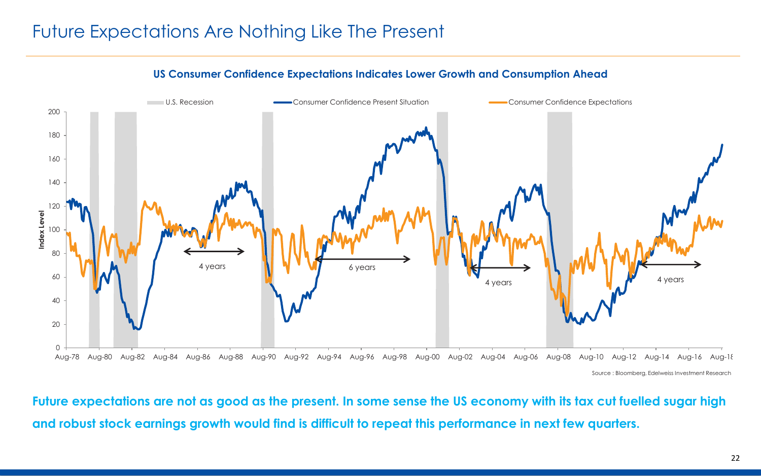# Future Expectations Are Nothing Like The Present

**US Consumer Confidence Expectations Indicates Lower Growth and Consumption Ahead**

Source : Bloomberg, Edelweiss Investment Research

**Future expectations are not as good as the present. In some sense the US economy with its tax cut fuelled sugar high and robust stock earnings growth would find is difficult to repeat this performance in next few quarters.**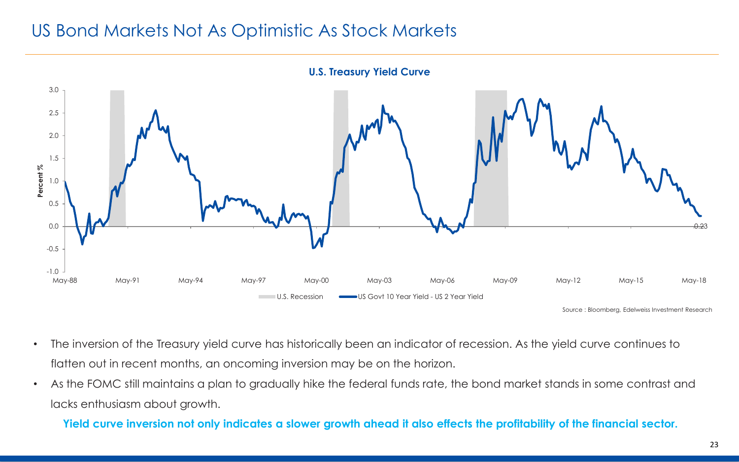# US Bond Markets Not As Optimistic As Stock Markets

**U.S. Treasury Yield Curve**

Source : Bloomberg, Edelweiss Investment Research

- The inversion of the Treasury yield curve has historically been an indicator of recession. As the yield curve continues to flatten out in recent months, an oncoming inversion may be on the horizon.
- As the FOMC still maintains a plan to gradually hike the federal funds rate, the bond market stands in some contrast and lacks enthusiasm about growth.

**Yield curve inversion not only indicates a slower growth ahead it also effects the profitability of the financial sector.**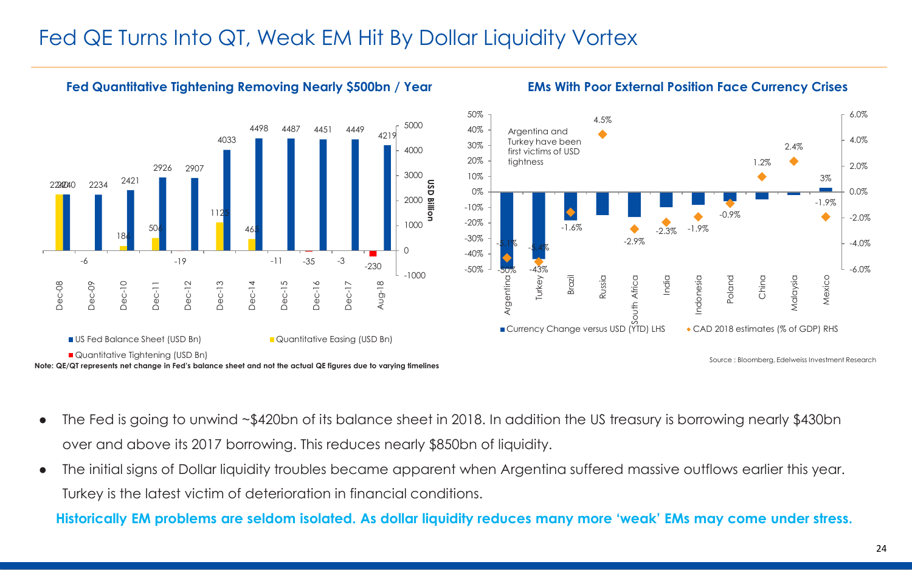# Fed QE Turns Into QT, Weak EM Hit By Dollar Liquidity Vortex

### Fed Quantitative Tightening Removing Nearly $500bn / Year

| | Dec-08 | Dec-09 | Dec-10 | Dec-11 | Dec-12 | Dec-13 | Dec-14 | Dec-15 | Dec-16 | Dec-17 | Aug-18 |
|---|---|---|---|---|---|---|---|---|---|---|---|
| US Fed Balance Sheet (USD Bn) | 2240 | 2234 | 2421 | 2926 | 2907 | 4033 | 4498 | 4487 | 4451 | 4449 | 4219 |
| Quantitative Easing (USD Bn) | 2240 | -6 | 186 | 506 | -19 | 1126 | 465 | -11 | -35 | -3 | |
| Quantitative Tightening (USD Bn) | | | | | | | | | | | -230 |

Note: QE/QT represents net change in Fed's balance sheet and not the actual QE figures due to varying timelines

### EMs With Poor External Position Face Currency Crises

| | Argentina | Turkey | Brazil | Russia | South Africa | India | Indonesia | Poland | China | Malaysia | Mexico |
|---|---|---|---|---|---|---|---|---|---|---|---|
| Currency Change versus USD (YTD) LHS | -50% | -43% | | | | | | | | | 3% |
| CAD 2018 estimates (% of GDP) RHS | -5.1% | -5.4% | -1.6% | 4.5% | -2.9% | -2.3% | -1.9% | -0.9% | 1.2% | 2.4% | -1.9% |

Argentina and Turkey have been first victims of USD tightness

Source : Bloomberg, Edelweiss Investment Research

- The Fed is going to unwind ~$420bn of its balance sheet in 2018. In addition the US treasury is borrowing nearly $430bn over and above its 2017 borrowing. This reduces nearly $850bn of liquidity.
- The initial signs of Dollar liquidity troubles became apparent when Argentina suffered massive outflows earlier this year. Turkey is the latest victim of deterioration in financial conditions.

**Historically EM problems are seldom isolated. As dollar liquidity reduces many more 'weak' EMs may come under stress.**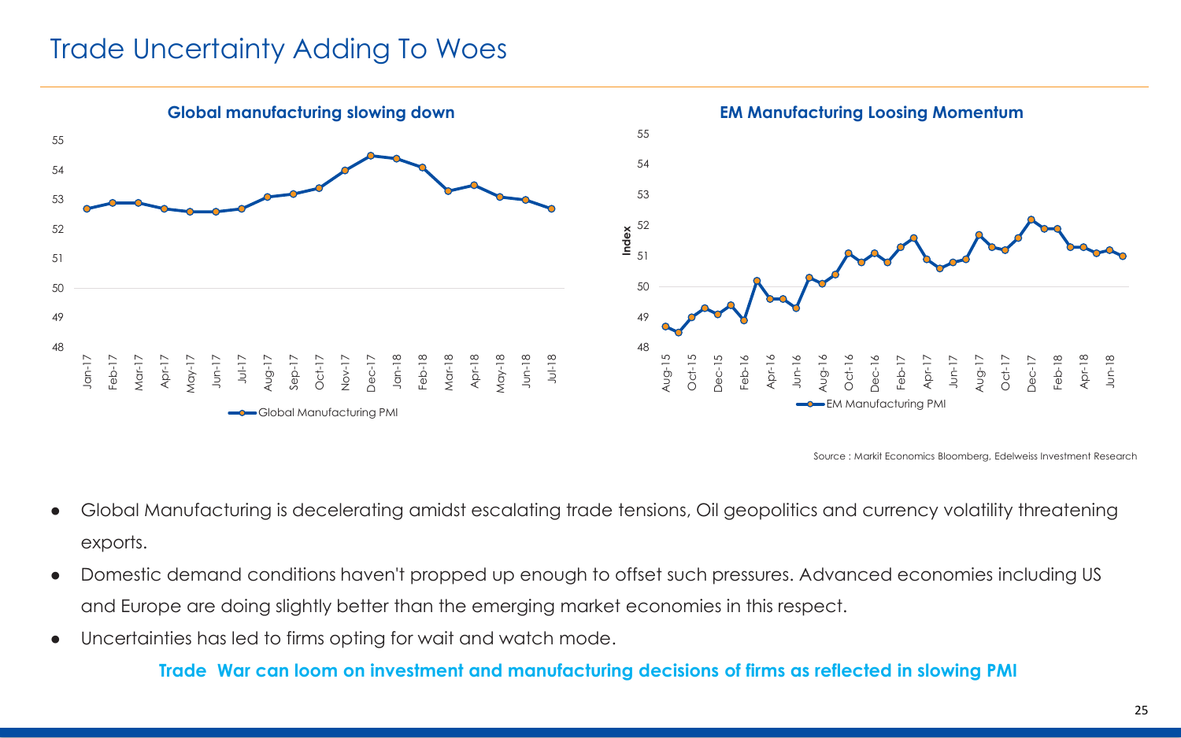# Trade Uncertainty Adding To Woes

**Global manufacturing slowing down**

**EM Manufacturing Loosing Momentum**

Source : Markit Economics Bloomberg, Edelweiss Investment Research

- Global Manufacturing is decelerating amidst escalating trade tensions, Oil geopolitics and currency volatility threatening exports.
- Domestic demand conditions haven't propped up enough to offset such pressures. Advanced economies including US and Europe are doing slightly better than the emerging market economies in this respect.
- Uncertainties has led to firms opting for wait and watch mode.

**Trade War can loom on investment and manufacturing decisions of firms as reflected in slowing PMI**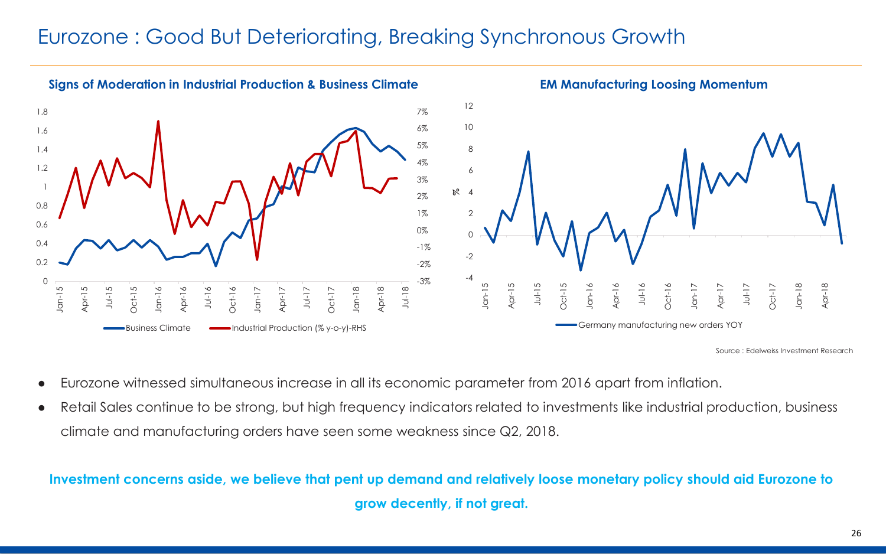# Eurozone : Good But Deteriorating, Breaking Synchronous Growth

**Signs of Moderation in Industrial Production & Business Climate**

**EM Manufacturing Loosing Momentum**

Source : Edelweiss Investment Research

- Eurozone witnessed simultaneous increase in all its economic parameter from 2016 apart from inflation.
- Retail Sales continue to be strong, but high frequency indicators related to investments like industrial production, business climate and manufacturing orders have seen some weakness since Q2, 2018.

**Investment concerns aside, we believe that pent up demand and relatively loose monetary policy should aid Eurozone to grow decently, if not great.**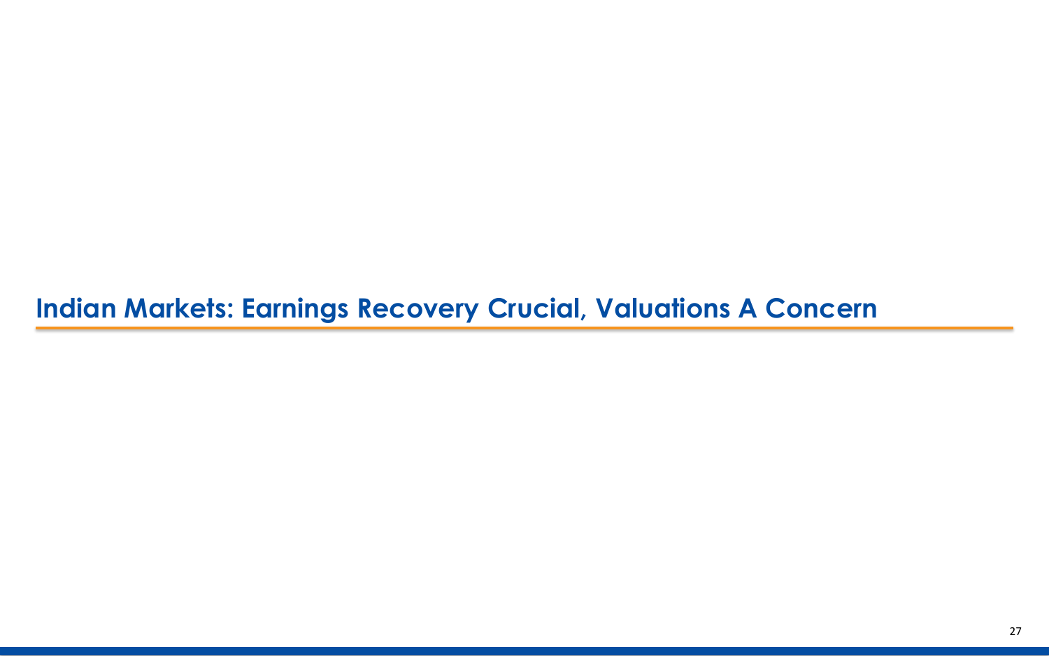# Indian Markets: Earnings Recovery Crucial, Valuations A Concern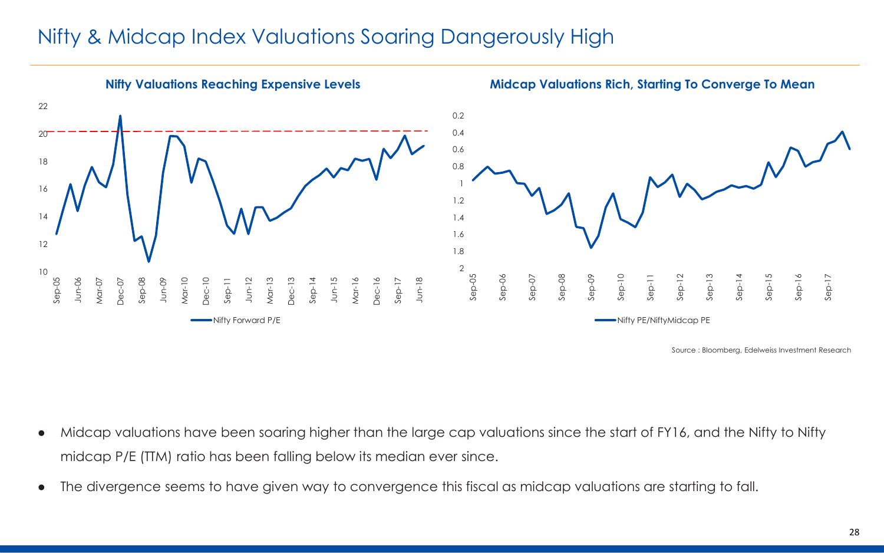# Nifty & Midcap Index Valuations Soaring Dangerously High

**Nifty Valuations Reaching Expensive Levels**

**Midcap Valuations Rich, Starting To Converge To Mean**

Source : Bloomberg, Edelweiss Investment Research

- Midcap valuations have been soaring higher than the large cap valuations since the start of FY16, and the Nifty to Nifty midcap P/E (TTM) ratio has been falling below its median ever since.
- The divergence seems to have given way to convergence this fiscal as midcap valuations are starting to fall.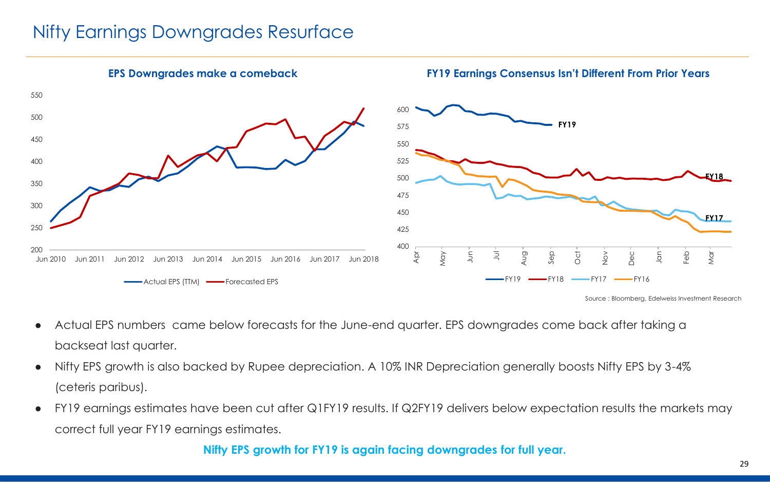# Nifty Earnings Downgrades Resurface

**EPS Downgrades make a comeback**

**FY19 Earnings Consensus Isn't Different From Prior Years**

Source : Bloomberg, Edelweiss Investment Research

- Actual EPS numbers came below forecasts for the June-end quarter. EPS downgrades come back after taking a backseat last quarter.
- Nifty EPS growth is also backed by Rupee depreciation. A 10% INR Depreciation generally boosts Nifty EPS by 3-4% (ceteris paribus).
- FY19 earnings estimates have been cut after Q1FY19 results. If Q2FY19 delivers below expectation results the markets may correct full year FY19 earnings estimates.

**Nifty EPS growth for FY19 is again facing downgrades for full year.**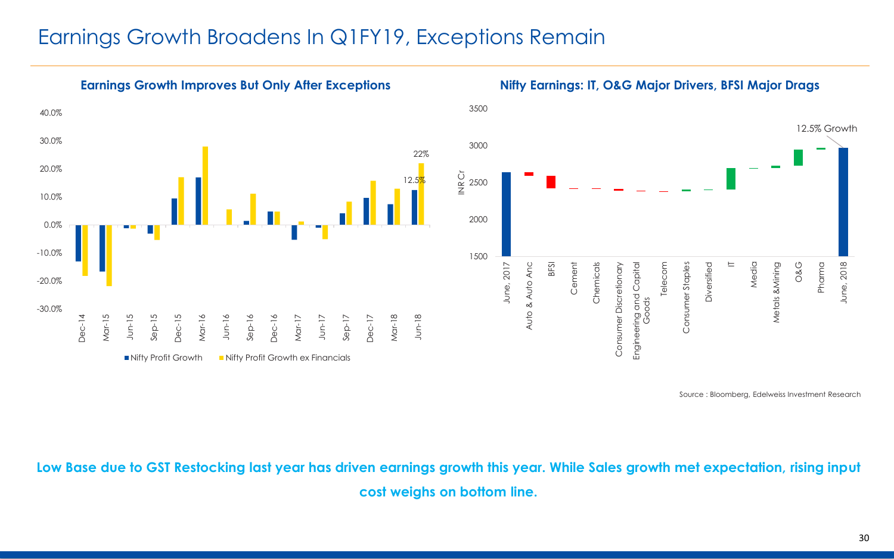# Earnings Growth Broadens In Q1FY19, Exceptions Remain

**Earnings Growth Improves But Only After Exceptions**

**Nifty Earnings: IT, O&G Major Drivers, BFSI Major Drags**

Source : Bloomberg, Edelweiss Investment Research

**Low Base due to GST Restocking last year has driven earnings growth this year. While Sales growth met expectation, rising input cost weighs on bottom line.**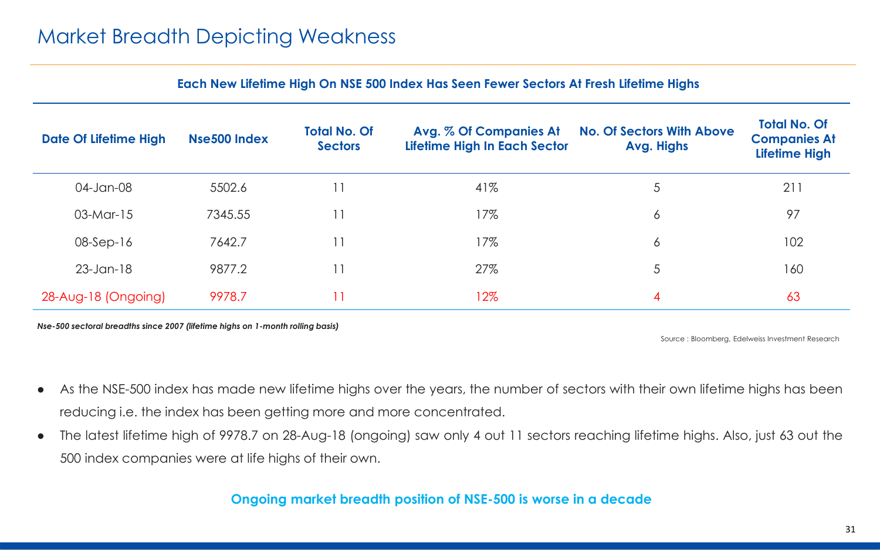# Market Breadth Depicting Weakness

**Each New Lifetime High On NSE 500 Index Has Seen Fewer Sectors At Fresh Lifetime Highs**

| Date Of Lifetime High | Nse500 Index | Total No. Of Sectors | Avg. % Of Companies At Lifetime High In Each Sector | No. Of Sectors With Above Avg. Highs | Total No. Of Companies At Lifetime High |
|---|---|---|---|---|---|
| 04-Jan-08 | 5502.6 | 11 | 41% | 5 | 211 |
| 03-Mar-15 | 7345.55 | 11 | 17% | 6 | 97 |
| 08-Sep-16 | 7642.7 | 11 | 17% | 6 | 102 |
| 23-Jan-18 | 9877.2 | 11 | 27% | 5 | 160 |
| 28-Aug-18 (Ongoing) | 9978.7 | 11 | 12% | 4 | 63 |

***Nse-500 sectoral breadths since 2007 (lifetime highs on 1-month rolling basis)***

Source : Bloomberg, Edelweiss Investment Research

- As the NSE-500 index has made new lifetime highs over the years, the number of sectors with their own lifetime highs has been reducing i.e. the index has been getting more and more concentrated.
- The latest lifetime high of 9978.7 on 28-Aug-18 (ongoing) saw only 4 out 11 sectors reaching lifetime highs. Also, just 63 out the 500 index companies were at life highs of their own.

**Ongoing market breadth position of NSE-500 is worse in a decade**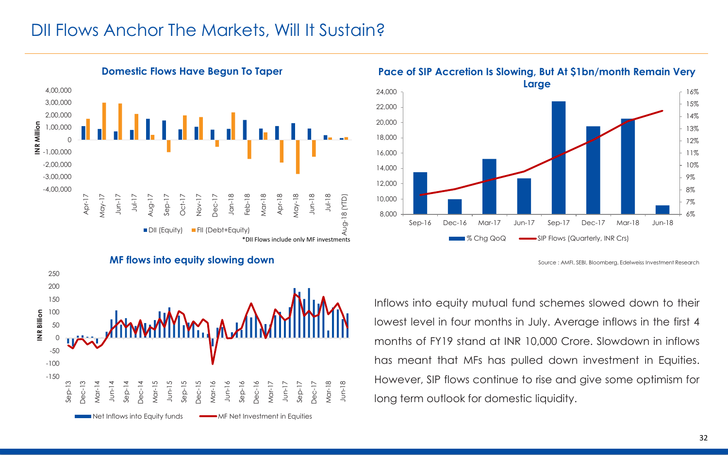# DII Flows Anchor The Markets, Will It Sustain?

**Domestic Flows Have Begun To Taper**

*DII Flows include only MF investments

**Pace of SIP Accretion Is Slowing, But At $1bn/month Remain Very Large**

**MF flows into equity slowing down**

Source : AMFI, SEBI, Bloomberg, Edelweiss Investment Research

Inflows into equity mutual fund schemes slowed down to their lowest level in four months in July. Average inflows in the first 4 months of FY19 stand at INR 10,000 Crore. Slowdown in inflows has meant that MFs has pulled down investment in Equities. However, SIP flows continue to rise and give some optimism for long term outlook for domestic liquidity.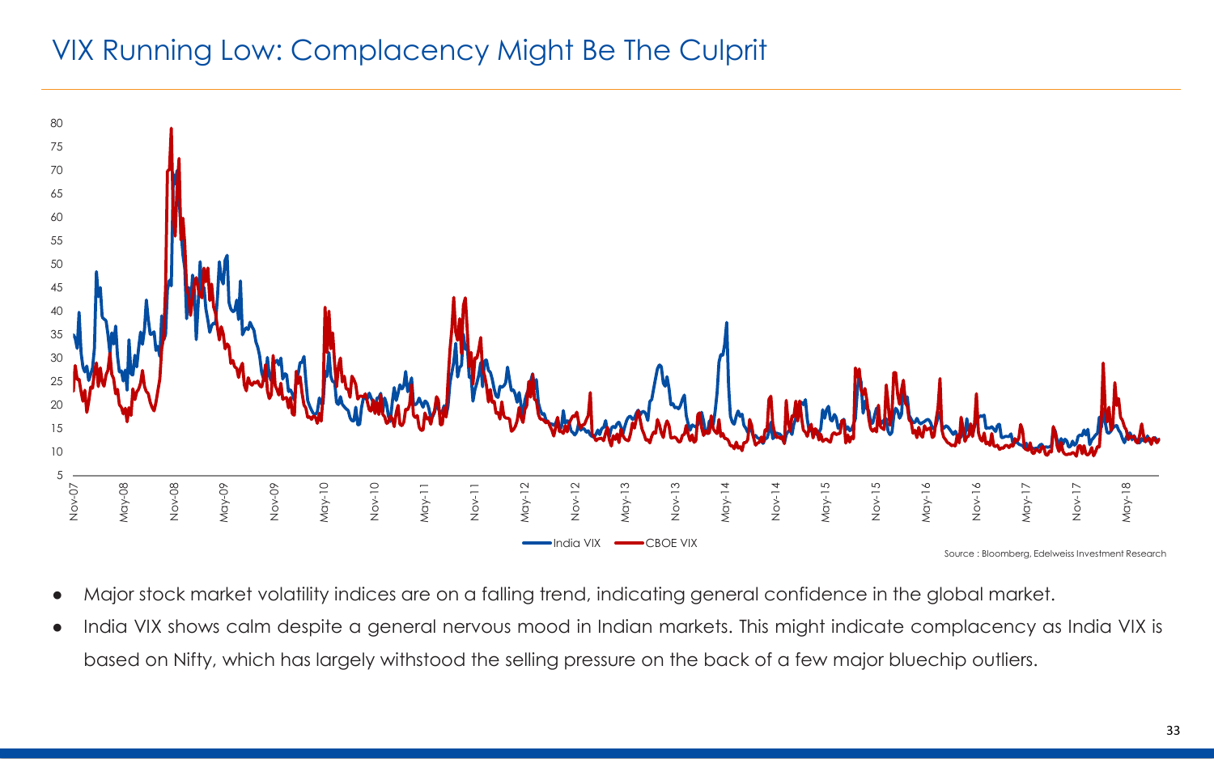# VIX Running Low: Complacency Might Be The Culprit

Source : Bloomberg, Edelweiss Investment Research

- Major stock market volatility indices are on a falling trend, indicating general confidence in the global market.
- India VIX shows calm despite a general nervous mood in Indian markets. This might indicate complacency as India VIX is based on Nifty, which has largely withstood the selling pressure on the back of a few major bluechip outliers.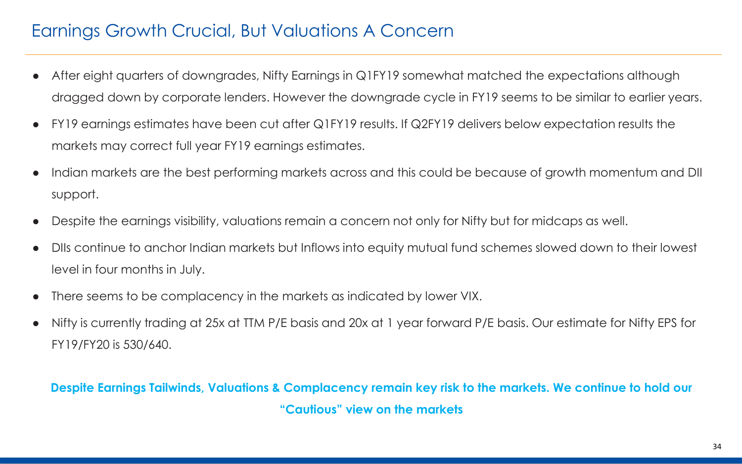# Earnings Growth Crucial, But Valuations A Concern

- After eight quarters of downgrades, Nifty Earnings in Q1FY19 somewhat matched the expectations although dragged down by corporate lenders. However the downgrade cycle in FY19 seems to be similar to earlier years.
- FY19 earnings estimates have been cut after Q1FY19 results. If Q2FY19 delivers below expectation results the markets may correct full year FY19 earnings estimates.
- Indian markets are the best performing markets across and this could be because of growth momentum and DII support.
- Despite the earnings visibility, valuations remain a concern not only for Nifty but for midcaps as well.
- DIIs continue to anchor Indian markets but Inflows into equity mutual fund schemes slowed down to their lowest level in four months in July.
- There seems to be complacency in the markets as indicated by lower VIX.
- Nifty is currently trading at 25x at TTM P/E basis and 20x at 1 year forward P/E basis. Our estimate for Nifty EPS for FY19/FY20 is 530/640.

**Despite Earnings Tailwinds, Valuations & Complacency remain key risk to the markets. We continue to hold our "Cautious" view on the markets**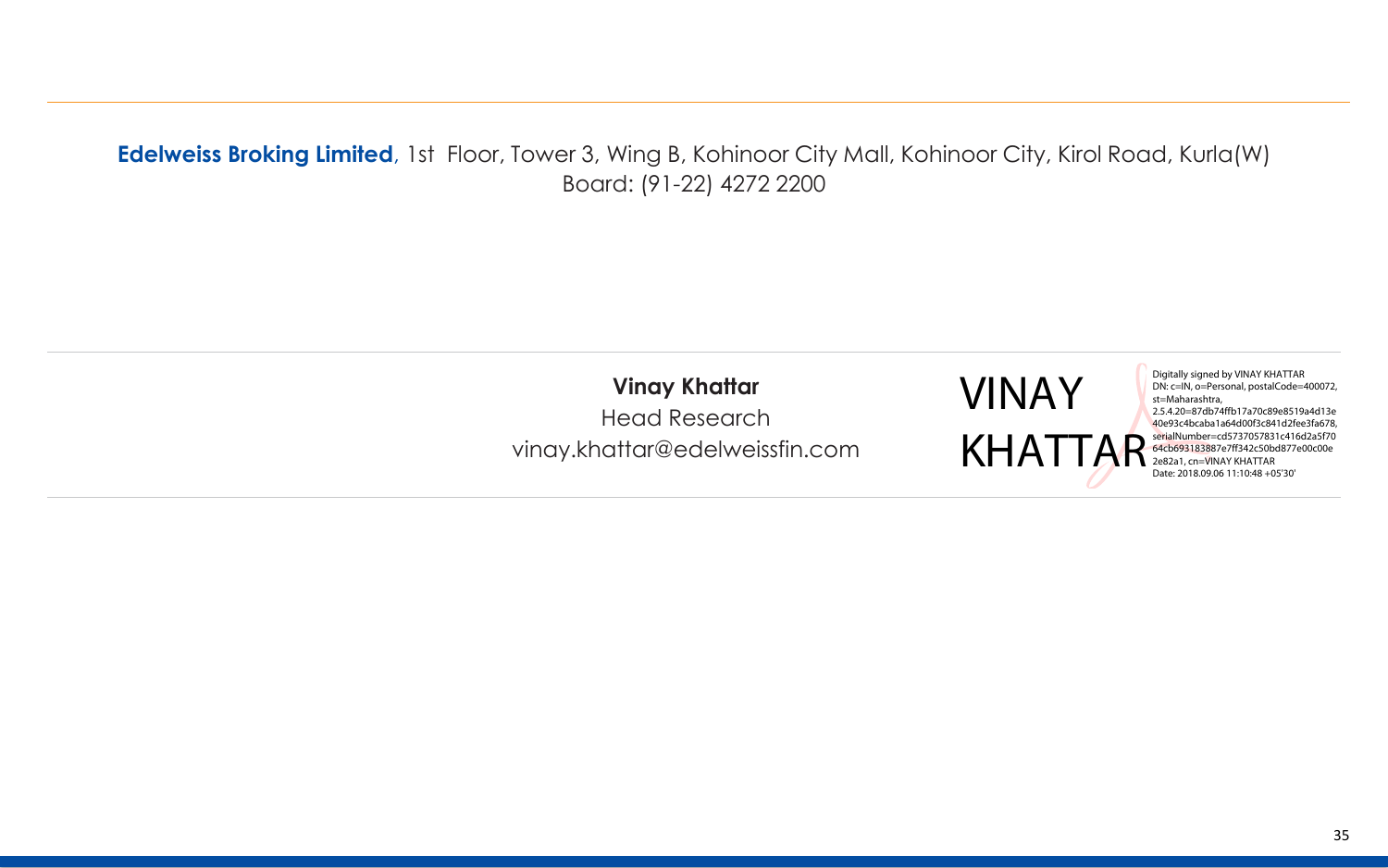**Edelweiss Broking Limited**, 1st Floor, Tower 3, Wing B, Kohinoor City Mall, Kohinoor City, Kirol Road, Kurla(W)
Board: (91-22) 4272 2200

**Vinay Khattar**
Head Research
vinay.khattar@edelweissfin.com

VINAY KHATTAR

Digitally signed by VINAY KHATTAR
DN: c=IN, o=Personal, postalCode=400072, st=Maharashtra, 2.5.4.20=87db74ffb17a70c89e8519a4d13e40e93c4bcaba1a64d00f3c841d2fee3fa678, serialNumber=cd5737057831c416d2a5f7064cb693183887e7ff342c50bd877e00c00e2e82a1, cn=VINAY KHATTAR
Date: 2018.09.06 11:10:48 +05'30'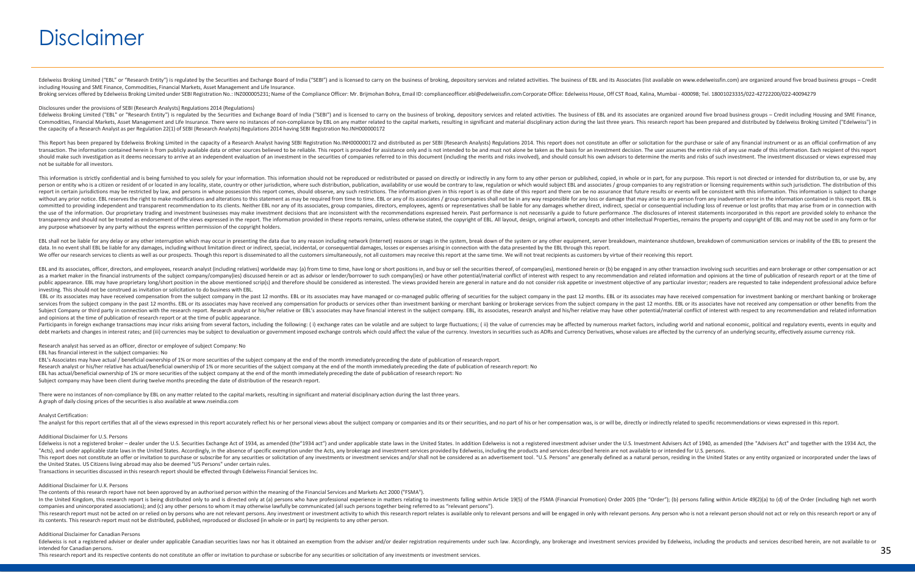# Disclaimer

Edelweiss Broking Limited ("EBL" or "Research Entity") is regulated by the Securities and Exchange Board of India ("SEBI") and is licensed to carry on the business of broking, depository services and related activities. The business of EBL and its Associates (list available on www.edelweissfin.com) are organized around five broad business groups – Credit including Housing and SME Finance, Commodities, Financial Markets, Asset Management and Life Insurance.

Broking services offered by Edelweiss Broking Limited under SEBI Registration No.: INZ000005231; Name of the Compliance Officer: Mr. Brijmohan Bohra, Email ID: complianceofficer.ebl@edelweissfin.com Corporate Office: Edelweiss House, Off CST Road, Kalina, Mumbai - 400098; Tel. 18001023335/022-42722200/022-40094279

Disclosures under the provisions of SEBI (Research Analysts) Regulations 2014 (Regulations)

Edelweiss Broking Limited ("EBL" or "Research Entity") is regulated by the Securities and Exchange Board of India ("SEBI") and is licensed to carry on the business of broking, depository services and related activities. The business of EBL and its associates are organized around five broad business groups – Credit including Housing and SME Finance, Commodities, Financial Markets, Asset Management and Life Insurance. There were no instances of non-compliance by EBL on any matter related to the capital markets, resulting in significant and material disciplinary action during the last three years. This research report has been prepared and distributed by Edelweiss Broking Limited ("Edelweiss") in the capacity of a Research Analyst as per Regulation 22(1) of SEBI (Research Analysts) Regulations 2014 having SEBI Registration No.INH000000172

This Report has been prepared by Edelweiss Broking Limited in the capacity of a Research Analyst having SEBI Registration No.INH000000172 and distributed as per SEBI (Research Analysts) Regulations 2014. This report does not constitute an offer or solicitation for the purchase or sale of any financial instrument or as an official confirmation of any transaction. The information contained herein is from publicly available data or other sources believed to be reliable. This report is provided for assistance only and is not intended to be and must not alone be taken as the basis for an investment decision. The user assumes the entire risk of any use made of this information. Each recipient of this report should make such investigation as it deems necessary to arrive at an independent evaluation of an investment in the securities of companies referred to in this document (including the merits and risks involved), and should consult his own advisors to determine the merits and risks of such investment. The investment discussed or views expressed may not be suitable for all investors.

This information is strictly confidential and is being furnished to you solely for your information. This information should not be reproduced or redistributed or passed on directly or indirectly in any form to any other person or published, copied, in whole or in part, for any purpose. This report is not directed or intended for distribution to, or use by, any person or entity who is a citizen or resident of or located in any locality, state, country or other jurisdiction, where such distribution, publication, availability or use would be contrary to law, regulation or which would subject EBL and associates / group companies to any registration or licensing requirements within such jurisdiction. The distribution of this report in certain jurisdictions may be restricted by law, and persons in whose possession this report comes, should observe, any such restrictions. The information given in this report is as of the date of this report and there can be no assurance that future results or events will be consistent with this information. This information is subject to change without any prior notice. EBL reserves the right to make modifications and alterations to this statement as may be required from time to time. EBL or any of its associates / group companies shall not be in any way responsible for any loss or damage that may arise to any person from any inadvertent error in the information contained in this report. EBL is committed to providing independent and transparent recommendation to its clients. Neither EBL nor any of its associates, group companies, directors, employees, agents or representatives shall be liable for any damages whether direct, indirect, special or consequential including loss of revenue or lost profits that may arise from or in connection with the use of the information. Our proprietary trading and investment businesses may make investment decisions that are inconsistent with the recommendations expressed herein. Past performance is not necessarily a guide to future performance .The disclosures of interest statements incorporated in this report are provided solely to enhance the transparency and should not be treated as endorsement of the views expressed in the report. The information provided in these reports remains, unless otherwise stated, the copyright of EBL. All layout, design, original artwork, concepts and other Intellectual Properties, remains the property and copyright of EBL and may not be used in any form or for any purpose whatsoever by any party without the express written permission of the copyright holders.

EBL shall not be liable for any delay or any other interruption which may occur in presenting the data due to any reason including network (Internet) reasons or snags in the system, break down of the system or any other equipment, server breakdown, maintenance shutdown, breakdown of communication services or inability of the EBL to present the data. In no event shall EBL be liable for any damages, including without limitation direct or indirect, special, incidental, or consequential damages, losses or expenses arising in connection with the data presented by the EBL through this report.

We offer our research services to clients as well as our prospects. Though this report is disseminated to all the customers simultaneously, not all customers may receive this report at the same time. We will not treat recipients as customers by virtue of their receiving this report.

EBL and its associates, officer, directors, and employees, research analyst (including relatives) worldwide may: (a) from time to time, have long or short positions in, and buy or sell the securities thereof, of company(ies), mentioned herein or (b) be engaged in any other transaction involving such securities and earn brokerage or other compensation or act as a market maker in the financial instruments of the subject company/company(ies) discussed herein or act as advisor or lender/borrower to such company(ies) or have other potential/material conflict of interest with respect to any recommendation and related information and opinions at the time of publication of research report or at the time of public appearance. EBL may have proprietary long/short position in the above mentioned scrip(s) and therefore should be considered as interested. The views provided herein are general in nature and do not consider risk appetite or investment objective of any particular investor; readers are requested to take independent professional advice before investing. This should not be construed as invitation or solicitation to do business with EBL.

EBL or its associates may have received compensation from the subject company in the past 12 months. EBL or its associates may have managed or co-managed public offering of securities for the subject company in the past 12 months. EBL or its associates may have received compensation for investment banking or merchant banking or brokerage services from the subject company in the past 12 months. EBL or its associates may have received any compensation for products or services other than investment banking or merchant banking or brokerage services from the subject company in the past 12 months. EBL or its associates have not received any compensation or other benefits from the Subject Company or third party in connection with the research report. Research analyst or his/her relative or EBL's associates may have financial interest in the subject company. EBL, its associates, research analyst and his/her relative may have other potential/material conflict of interest with respect to any recommendation and related information and opinions at the time of publication of research report or at the time of public appearance.

Participants in foreign exchange transactions may incur risks arising from several factors, including the following: ( i) exchange rates can be volatile and are subject to large fluctuations; ( ii) the value of currencies may be affected by numerous market factors, including world and national economic, political and regulatory events, events in equity and debt markets and changes in interest rates; and (iii) currencies may be subject to devaluation or government imposed exchange controls which could affect the value of the currency. Investors in securities such as ADRs and Currency Derivatives, whose values are affected by the currency of an underlying security, effectively assume currency risk.

Research analyst has served as an officer, director or employee of subject Company: No

EBL has financial interest in the subject companies: No

EBL's Associates may have actual / beneficial ownership of 1% or more securities of the subject company at the end of the month immediately preceding the date of publication of research report.

Research analyst or his/her relative has actual/beneficial ownership of 1% or more securities of the subject company at the end of the month immediately preceding the date of publication of research report: No

EBL has actual/beneficial ownership of 1% or more securities of the subject company at the end of the month immediately preceding the date of publication of research report: No

Subject company may have been client during twelve months preceding the date of distribution of the research report.

There were no instances of non-compliance by EBL on any matter related to the capital markets, resulting in significant and material disciplinary action during the last three years.

A graph of daily closing prices of the securities is also available at www.nseindia.com

Analyst Certification:

The analyst for this report certifies that all of the views expressed in this report accurately reflect his or her personal views about the subject company or companies and its or their securities, and no part of his or her compensation was, is or will be, directly or indirectly related to specific recommendations or views expressed in this report.

Additional Disclaimer for U.S. Persons

Edelweiss is not a registered broker – dealer under the U.S. Securities Exchange Act of 1934, as amended (the"1934 act") and under applicable state laws in the United States. In addition Edelweiss is not a registered investment adviser under the U.S. Investment Advisers Act of 1940, as amended (the "Advisers Act" and together with the 1934 Act, the "Acts), and under applicable state laws in the United States. Accordingly, in the absence of specific exemption under the Acts, any brokerage and investment services provided by Edelweiss, including the products and services described herein are not available to or intended for U.S. persons.

This report does not constitute an offer or invitation to purchase or subscribe for any securities or solicitation of any investments or investment services and/or shall not be considered as an advertisement tool. "U.S. Persons" are generally defined as a natural person, residing in the United States or any entity organized or incorporated under the laws of the United States. US Citizens living abroad may also be deemed "US Persons" under certain rules.

Transactions in securities discussed in this research report should be effected through Edelweiss Financial Services Inc.

Additional Disclaimer for U.K. Persons

The contents of this research report have not been approved by an authorised person within the meaning of the Financial Services and Markets Act 2000 ("FSMA").

In the United Kingdom, this research report is being distributed only to and is directed only at (a) persons who have professional experience in matters relating to investments falling within Article 19(5) of the FSMA (Financial Promotion) Order 2005 (the "Order"); (b) persons falling within Article 49(2)(a) to (d) of the Order (including high net worth companies and unincorporated associations); and (c) any other persons to whom it may otherwise lawfully be communicated (all such persons together being referred to as "relevant persons").

This research report must not be acted on or relied on by persons who are not relevant persons. Any investment or investment activity to which this research report relates is available only to relevant persons and will be engaged in only with relevant persons. Any person who is not a relevant person should not act or rely on this research report or any of its contents. This research report must not be distributed, published, reproduced or disclosed (in whole or in part) by recipients to any other person.

Additional Disclaimer for Canadian Persons

Edelweiss is not a registered adviser or dealer under applicable Canadian securities laws nor has it obtained an exemption from the adviser and/or dealer registration requirements under such law. Accordingly, any brokerage and investment services provided by Edelweiss, including the products and services described herein, are not available to or intended for Canadian persons.

This research report and its respective contents do not constitute an offer or invitation to purchase or subscribe for any securities or solicitation of any investments or investment services.